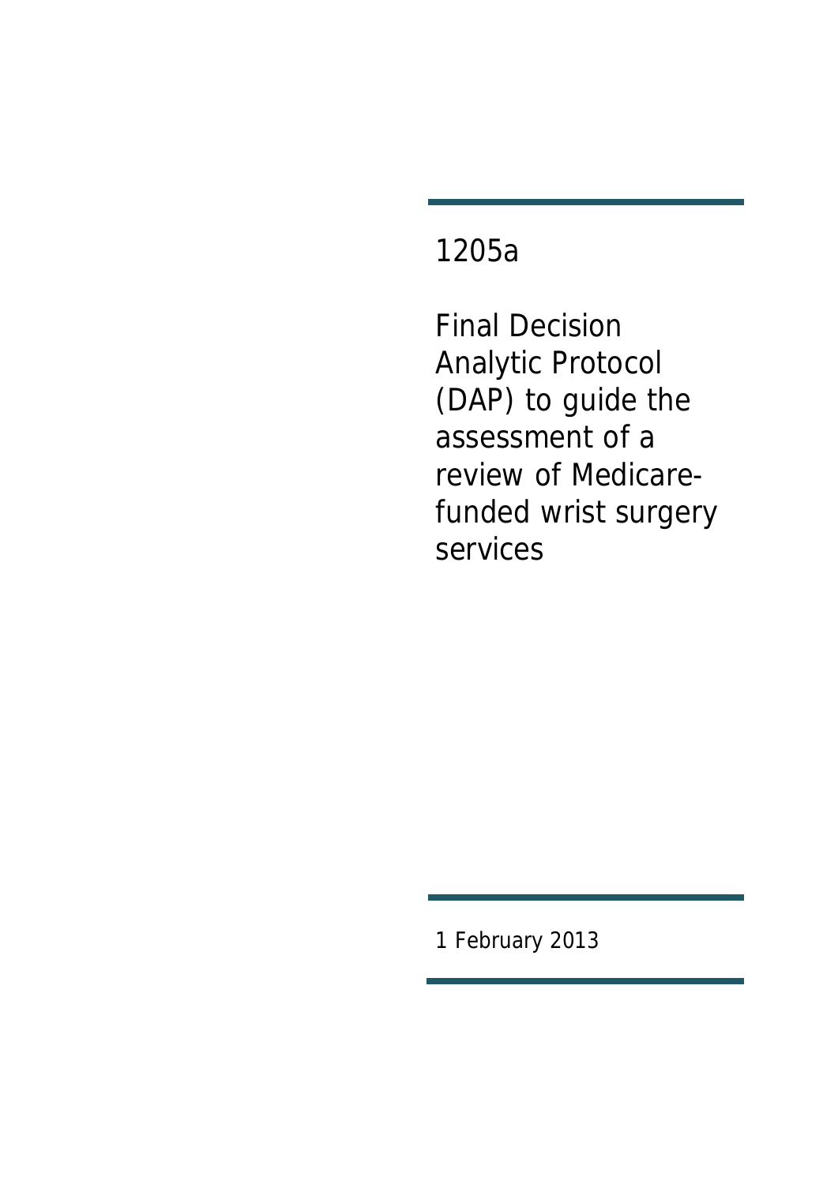# 1205a

# Final Decision Analytic Protocol (DAP) to guide the assessment of a review of Medicare-funded wrist surgery services

1 February 2013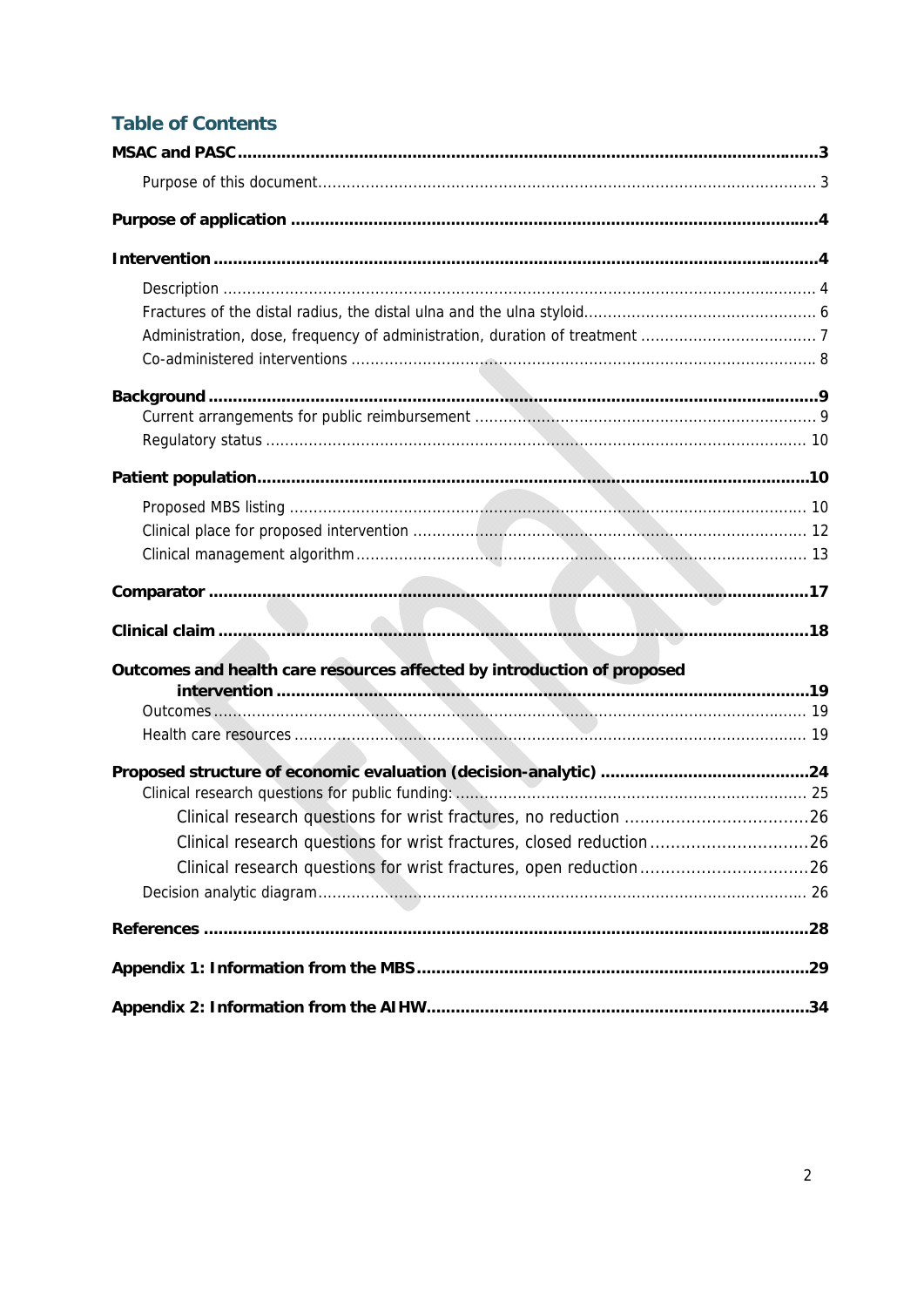## Table of Contents

**MSAC and PASC** .......................................................................................................3

Purpose of this document.......................................................................................3

**Purpose of application** ..............................................................................................4

**Intervention** ..............................................................................................................4

Description ..............................................................................................................4

Fractures of the distal radius, the distal ulna and the ulna styloid.............................6

Administration, dose, frequency of administration, duration of treatment ..................7

Co-administered interventions ....................................................................................8

**Background** ..............................................................................................................9

Current arrangements for public reimbursement .........................................................9

Regulatory status ......................................................................................................10

**Patient population**.....................................................................................................10

Proposed MBS listing ...............................................................................................10

Clinical place for proposed intervention ....................................................................12

Clinical management algorithm.................................................................................13

**Comparator** ............................................................................................................17

**Clinical claim** ..........................................................................................................18

**Outcomes and health care resources affected by introduction of proposed intervention** ...............................................................................................................19

Outcomes...............................................................................................................19

Health care resources ..............................................................................................19

**Proposed structure of economic evaluation (decision-analytic)** ..................................24

Clinical research questions for public funding: ...........................................................25

Clinical research questions for wrist fractures, no reduction ..................................26

Clinical research questions for wrist fractures, closed reduction .............................26

Clinical research questions for wrist fractures, open reduction ...............................26

Decision analytic diagram.........................................................................................26

**References** ..............................................................................................................28

**Appendix 1: Information from the MBS** .....................................................................29

**Appendix 2: Information from the AIHW**....................................................................34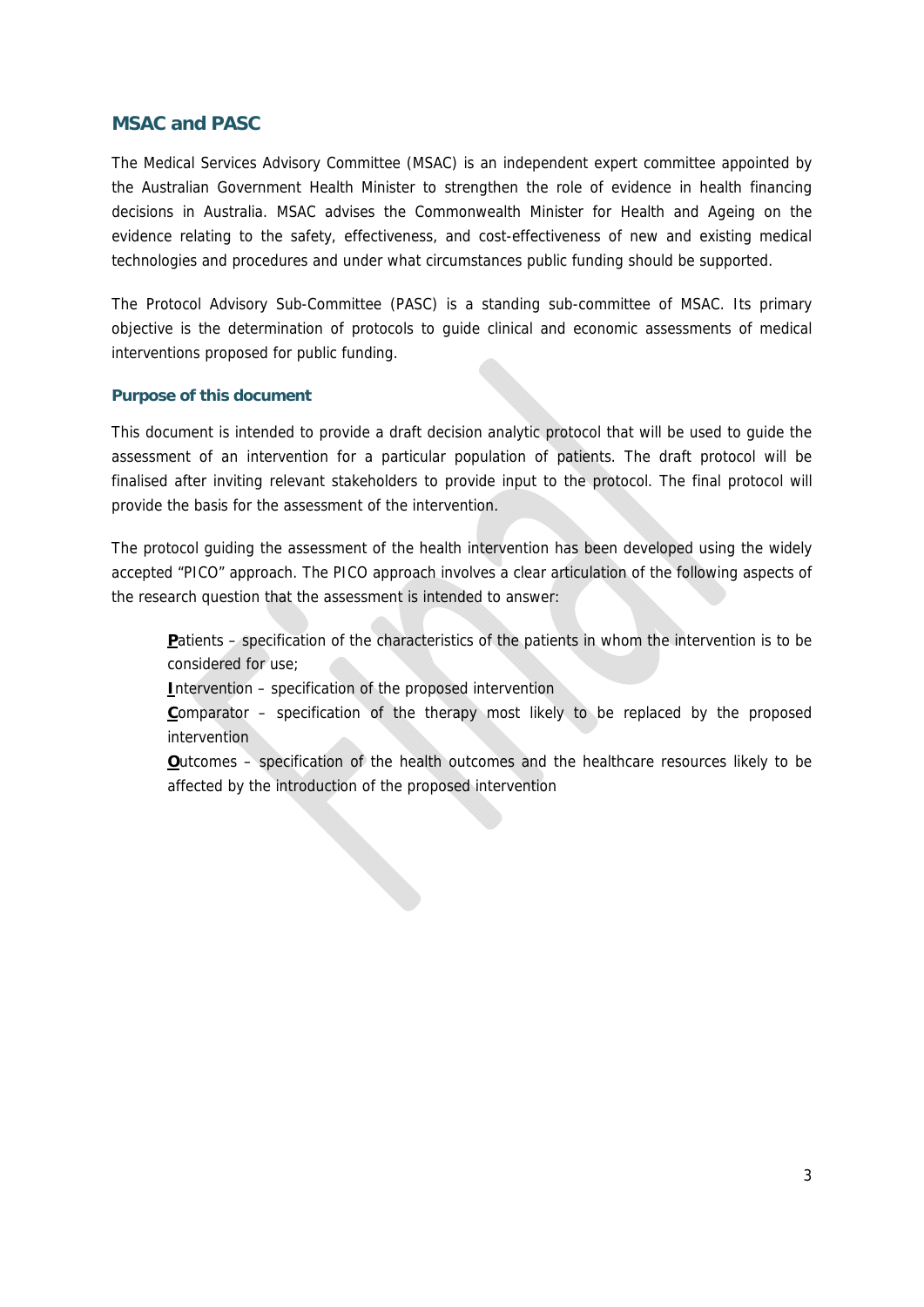## MSAC and PASC

The Medical Services Advisory Committee (MSAC) is an independent expert committee appointed by the Australian Government Health Minister to strengthen the role of evidence in health financing decisions in Australia. MSAC advises the Commonwealth Minister for Health and Ageing on the evidence relating to the safety, effectiveness, and cost-effectiveness of new and existing medical technologies and procedures and under what circumstances public funding should be supported.

The Protocol Advisory Sub-Committee (PASC) is a standing sub-committee of MSAC. Its primary objective is the determination of protocols to guide clinical and economic assessments of medical interventions proposed for public funding.

### Purpose of this document

This document is intended to provide a draft decision analytic protocol that will be used to guide the assessment of an intervention for a particular population of patients. The draft protocol will be finalised after inviting relevant stakeholders to provide input to the protocol. The final protocol will provide the basis for the assessment of the intervention.

The protocol guiding the assessment of the health intervention has been developed using the widely accepted "PICO" approach. The PICO approach involves a clear articulation of the following aspects of the research question that the assessment is intended to answer:

**P**atients – specification of the characteristics of the patients in whom the intervention is to be considered for use;

**I**ntervention – specification of the proposed intervention

**C**omparator – specification of the therapy most likely to be replaced by the proposed intervention

**O**utcomes – specification of the health outcomes and the healthcare resources likely to be affected by the introduction of the proposed intervention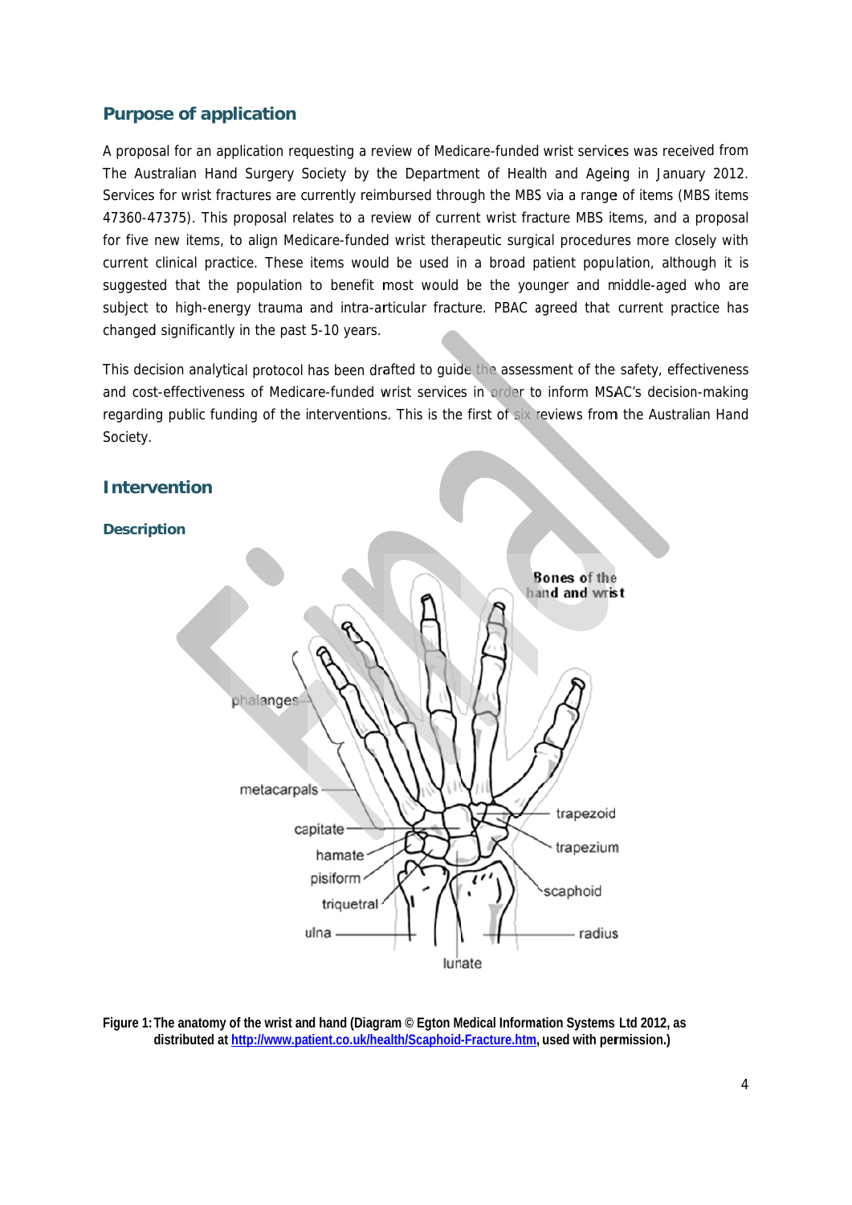## Purpose of application

A proposal for an application requesting a review of Medicare-funded wrist services was received from The Australian Hand Surgery Society by the Department of Health and Ageing in January 2012. Services for wrist fractures are currently reimbursed through the MBS via a range of items (MBS items 47360-47375). This proposal relates to a review of current wrist fracture MBS items, and a proposal for five new items, to align Medicare-funded wrist therapeutic surgical procedures more closely with current clinical practice. These items would be used in a broad patient population, although it is suggested that the population to benefit most would be the younger and middle-aged who are subject to high-energy trauma and intra-articular fracture. PBAC agreed that current practice has changed significantly in the past 5-10 years.

This decision analytical protocol has been drafted to guide the assessment of the safety, effectiveness and cost-effectiveness of Medicare-funded wrist services in order to inform MSAC's decision-making regarding public funding of the interventions. This is the first of six reviews from the Australian Hand Society.

## Intervention

### Description

**Figure 1: The anatomy of the wrist and hand (Diagram © Egton Medical Information Systems Ltd 2012, as distributed at http://www.patient.co.uk/health/Scaphoid-Fracture.htm, used with permission.)**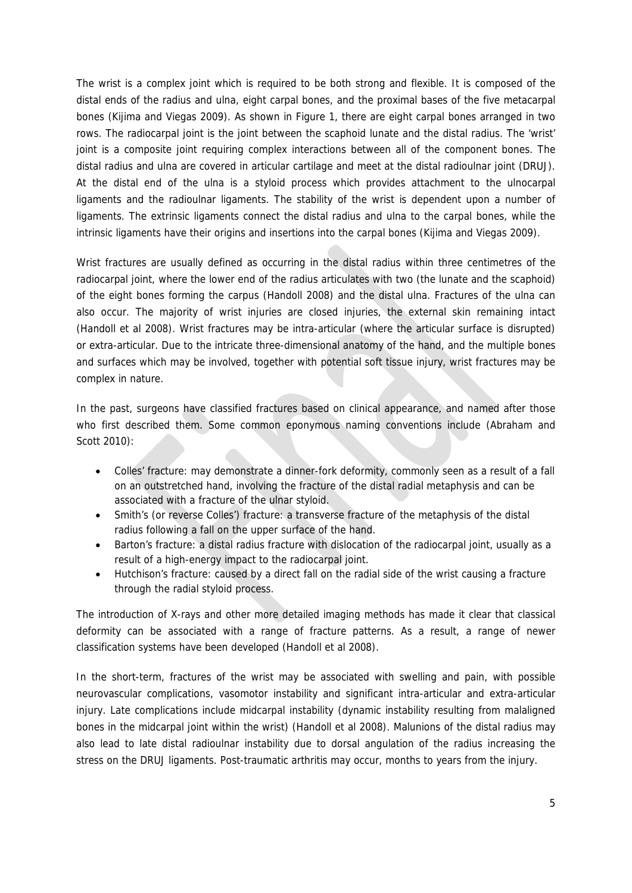The wrist is a complex joint which is required to be both strong and flexible. It is composed of the distal ends of the radius and ulna, eight carpal bones, and the proximal bases of the five metacarpal bones (Kijima and Viegas 2009). As shown in Figure 1, there are eight carpal bones arranged in two rows. The radiocarpal joint is the joint between the scaphoid lunate and the distal radius. The 'wrist' joint is a composite joint requiring complex interactions between all of the component bones. The distal radius and ulna are covered in articular cartilage and meet at the distal radioulnar joint (DRUJ). At the distal end of the ulna is a styloid process which provides attachment to the ulnocarpal ligaments and the radioulnar ligaments. The stability of the wrist is dependent upon a number of ligaments. The extrinsic ligaments connect the distal radius and ulna to the carpal bones, while the intrinsic ligaments have their origins and insertions into the carpal bones (Kijima and Viegas 2009).

Wrist fractures are usually defined as occurring in the distal radius within three centimetres of the radiocarpal joint, where the lower end of the radius articulates with two (the lunate and the scaphoid) of the eight bones forming the carpus (Handoll 2008) and the distal ulna. Fractures of the ulna can also occur. The majority of wrist injuries are closed injuries, the external skin remaining intact (Handoll et al 2008). Wrist fractures may be intra-articular (where the articular surface is disrupted) or extra-articular. Due to the intricate three-dimensional anatomy of the hand, and the multiple bones and surfaces which may be involved, together with potential soft tissue injury, wrist fractures may be complex in nature.

In the past, surgeons have classified fractures based on clinical appearance, and named after those who first described them. Some common eponymous naming conventions include (Abraham and Scott 2010):

- Colles' fracture: may demonstrate a dinner-fork deformity, commonly seen as a result of a fall on an outstretched hand, involving the fracture of the distal radial metaphysis and can be associated with a fracture of the ulnar styloid.
- Smith's (or reverse Colles') fracture: a transverse fracture of the metaphysis of the distal radius following a fall on the upper surface of the hand.
- Barton's fracture: a distal radius fracture with dislocation of the radiocarpal joint, usually as a result of a high-energy impact to the radiocarpal joint.
- Hutchison's fracture: caused by a direct fall on the radial side of the wrist causing a fracture through the radial styloid process.

The introduction of X-rays and other more detailed imaging methods has made it clear that classical deformity can be associated with a range of fracture patterns. As a result, a range of newer classification systems have been developed (Handoll et al 2008).

In the short-term, fractures of the wrist may be associated with swelling and pain, with possible neurovascular complications, vasomotor instability and significant intra-articular and extra-articular injury. Late complications include midcarpal instability (dynamic instability resulting from malaligned bones in the midcarpal joint within the wrist) (Handoll et al 2008). Malunions of the distal radius may also lead to late distal radioulnar instability due to dorsal angulation of the radius increasing the stress on the DRUJ ligaments. Post-traumatic arthritis may occur, months to years from the injury.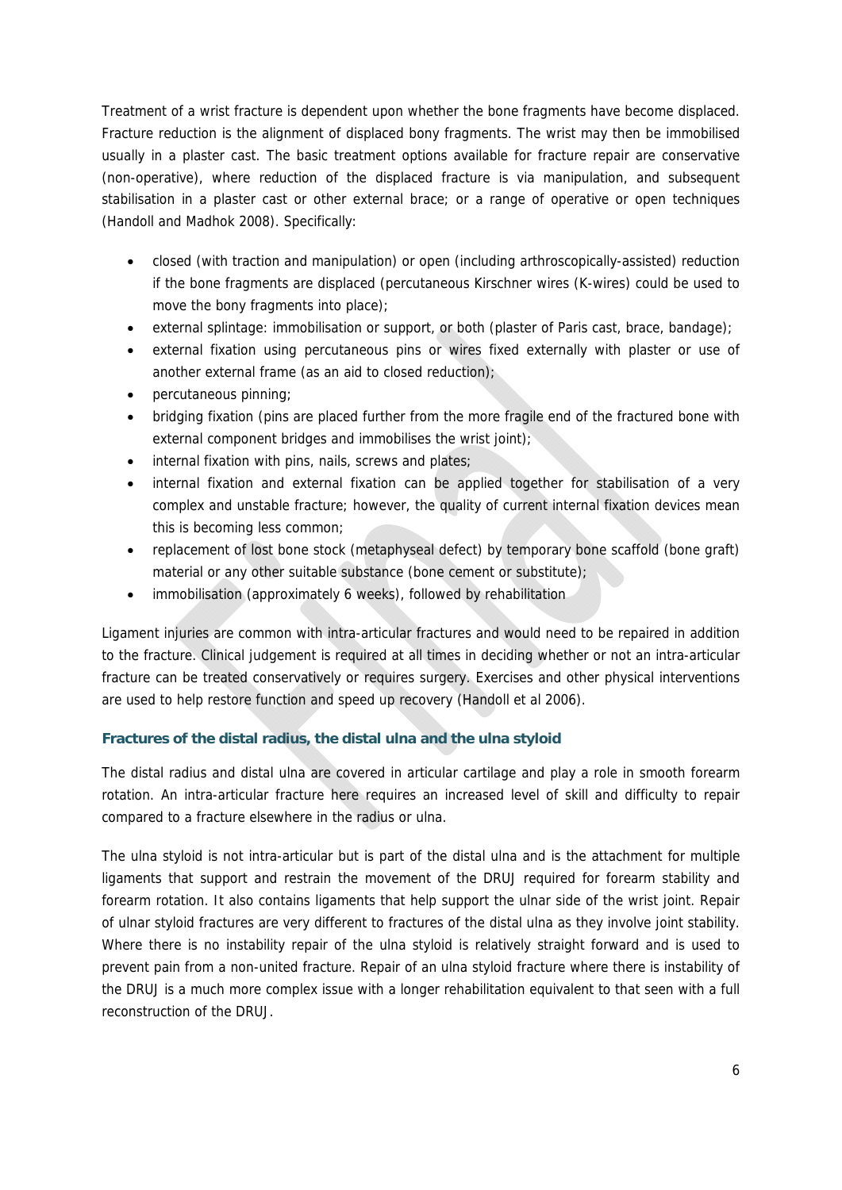Treatment of a wrist fracture is dependent upon whether the bone fragments have become displaced. Fracture reduction is the alignment of displaced bony fragments. The wrist may then be immobilised usually in a plaster cast. The basic treatment options available for fracture repair are conservative (non-operative), where reduction of the displaced fracture is via manipulation, and subsequent stabilisation in a plaster cast or other external brace; or a range of operative or open techniques (Handoll and Madhok 2008). Specifically:

- closed (with traction and manipulation) or open (including arthroscopically-assisted) reduction if the bone fragments are displaced (percutaneous Kirschner wires (K-wires) could be used to move the bony fragments into place);
- external splintage: immobilisation or support, or both (plaster of Paris cast, brace, bandage);
- external fixation using percutaneous pins or wires fixed externally with plaster or use of another external frame (as an aid to closed reduction);
- percutaneous pinning;
- bridging fixation (pins are placed further from the more fragile end of the fractured bone with external component bridges and immobilises the wrist joint);
- internal fixation with pins, nails, screws and plates;
- internal fixation and external fixation can be applied together for stabilisation of a very complex and unstable fracture; however, the quality of current internal fixation devices mean this is becoming less common;
- replacement of lost bone stock (metaphyseal defect) by temporary bone scaffold (bone graft) material or any other suitable substance (bone cement or substitute);
- immobilisation (approximately 6 weeks), followed by rehabilitation

Ligament injuries are common with intra-articular fractures and would need to be repaired in addition to the fracture. Clinical judgement is required at all times in deciding whether or not an intra-articular fracture can be treated conservatively or requires surgery. Exercises and other physical interventions are used to help restore function and speed up recovery (Handoll et al 2006).

### Fractures of the distal radius, the distal ulna and the ulna styloid

The distal radius and distal ulna are covered in articular cartilage and play a role in smooth forearm rotation. An intra-articular fracture here requires an increased level of skill and difficulty to repair compared to a fracture elsewhere in the radius or ulna.

The ulna styloid is not intra-articular but is part of the distal ulna and is the attachment for multiple ligaments that support and restrain the movement of the DRUJ required for forearm stability and forearm rotation. It also contains ligaments that help support the ulnar side of the wrist joint. Repair of ulnar styloid fractures are very different to fractures of the distal ulna as they involve joint stability. Where there is no instability repair of the ulna styloid is relatively straight forward and is used to prevent pain from a non-united fracture. Repair of an ulna styloid fracture where there is instability of the DRUJ is a much more complex issue with a longer rehabilitation equivalent to that seen with a full reconstruction of the DRUJ.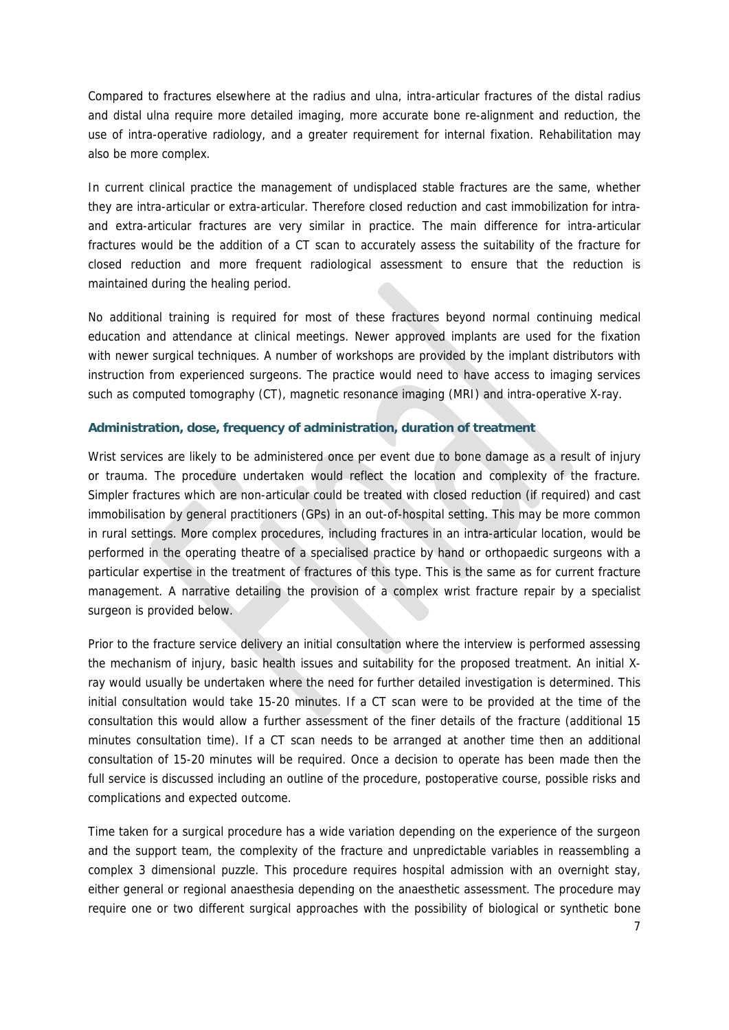Compared to fractures elsewhere at the radius and ulna, intra-articular fractures of the distal radius and distal ulna require more detailed imaging, more accurate bone re-alignment and reduction, the use of intra-operative radiology, and a greater requirement for internal fixation. Rehabilitation may also be more complex.

In current clinical practice the management of undisplaced stable fractures are the same, whether they are intra-articular or extra-articular. Therefore closed reduction and cast immobilization for intra- and extra-articular fractures are very similar in practice. The main difference for intra-articular fractures would be the addition of a CT scan to accurately assess the suitability of the fracture for closed reduction and more frequent radiological assessment to ensure that the reduction is maintained during the healing period.

No additional training is required for most of these fractures beyond normal continuing medical education and attendance at clinical meetings. Newer approved implants are used for the fixation with newer surgical techniques. A number of workshops are provided by the implant distributors with instruction from experienced surgeons. The practice would need to have access to imaging services such as computed tomography (CT), magnetic resonance imaging (MRI) and intra-operative X-ray.

### Administration, dose, frequency of administration, duration of treatment

Wrist services are likely to be administered once per event due to bone damage as a result of injury or trauma. The procedure undertaken would reflect the location and complexity of the fracture. Simpler fractures which are non-articular could be treated with closed reduction (if required) and cast immobilisation by general practitioners (GPs) in an out-of-hospital setting. This may be more common in rural settings. More complex procedures, including fractures in an intra-articular location, would be performed in the operating theatre of a specialised practice by hand or orthopaedic surgeons with a particular expertise in the treatment of fractures of this type. This is the same as for current fracture management. A narrative detailing the provision of a complex wrist fracture repair by a specialist surgeon is provided below.

Prior to the fracture service delivery an initial consultation where the interview is performed assessing the mechanism of injury, basic health issues and suitability for the proposed treatment. An initial X-ray would usually be undertaken where the need for further detailed investigation is determined. This initial consultation would take 15-20 minutes. If a CT scan were to be provided at the time of the consultation this would allow a further assessment of the finer details of the fracture (additional 15 minutes consultation time). If a CT scan needs to be arranged at another time then an additional consultation of 15-20 minutes will be required. Once a decision to operate has been made then the full service is discussed including an outline of the procedure, postoperative course, possible risks and complications and expected outcome.

Time taken for a surgical procedure has a wide variation depending on the experience of the surgeon and the support team, the complexity of the fracture and unpredictable variables in reassembling a complex 3 dimensional puzzle. This procedure requires hospital admission with an overnight stay, either general or regional anaesthesia depending on the anaesthetic assessment. The procedure may require one or two different surgical approaches with the possibility of biological or synthetic bone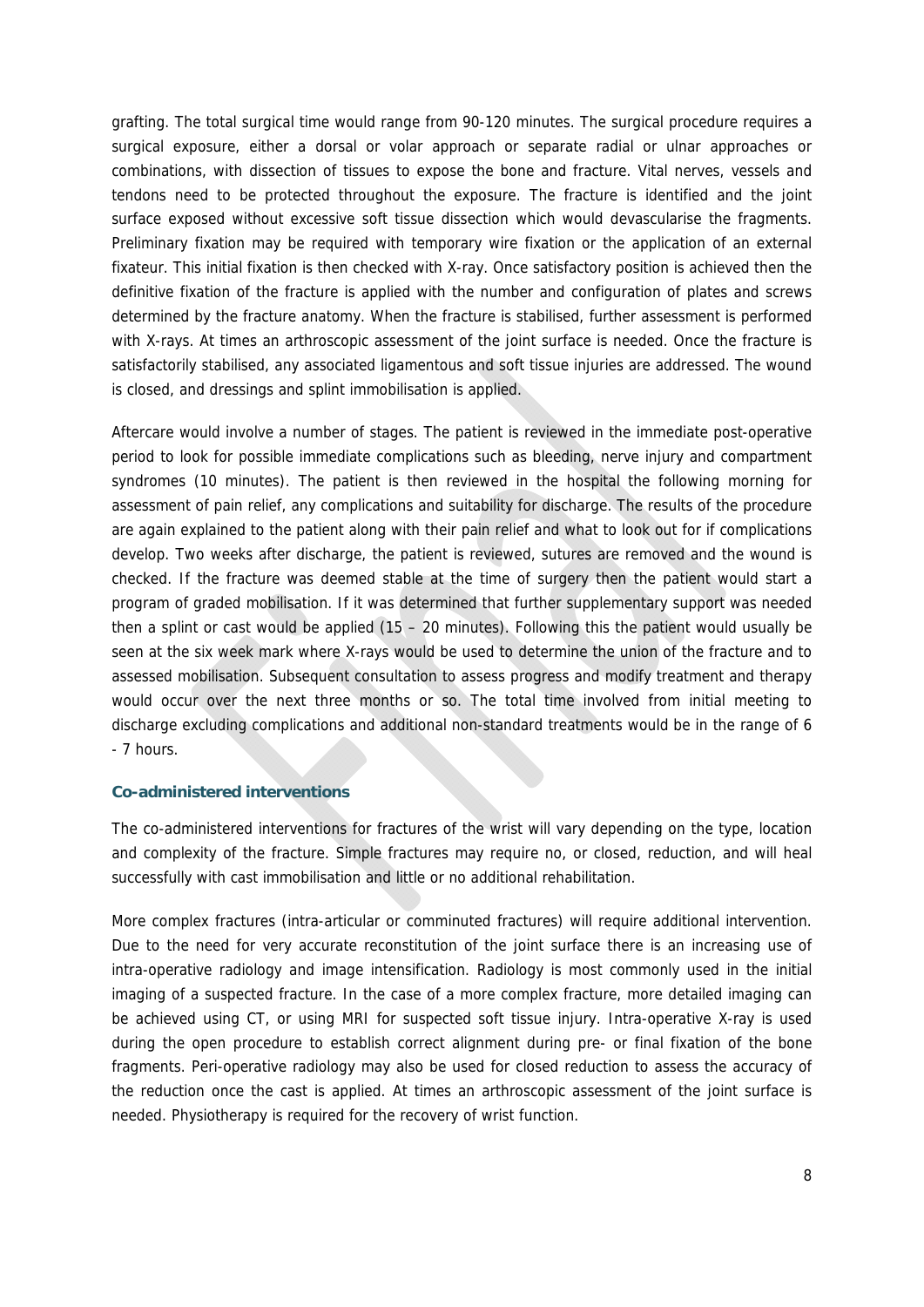grafting. The total surgical time would range from 90-120 minutes. The surgical procedure requires a surgical exposure, either a dorsal or volar approach or separate radial or ulnar approaches or combinations, with dissection of tissues to expose the bone and fracture. Vital nerves, vessels and tendons need to be protected throughout the exposure. The fracture is identified and the joint surface exposed without excessive soft tissue dissection which would devascularise the fragments. Preliminary fixation may be required with temporary wire fixation or the application of an external fixateur. This initial fixation is then checked with X-ray. Once satisfactory position is achieved then the definitive fixation of the fracture is applied with the number and configuration of plates and screws determined by the fracture anatomy. When the fracture is stabilised, further assessment is performed with X-rays. At times an arthroscopic assessment of the joint surface is needed. Once the fracture is satisfactorily stabilised, any associated ligamentous and soft tissue injuries are addressed. The wound is closed, and dressings and splint immobilisation is applied.

Aftercare would involve a number of stages. The patient is reviewed in the immediate post-operative period to look for possible immediate complications such as bleeding, nerve injury and compartment syndromes (10 minutes). The patient is then reviewed in the hospital the following morning for assessment of pain relief, any complications and suitability for discharge. The results of the procedure are again explained to the patient along with their pain relief and what to look out for if complications develop. Two weeks after discharge, the patient is reviewed, sutures are removed and the wound is checked. If the fracture was deemed stable at the time of surgery then the patient would start a program of graded mobilisation. If it was determined that further supplementary support was needed then a splint or cast would be applied (15 – 20 minutes). Following this the patient would usually be seen at the six week mark where X-rays would be used to determine the union of the fracture and to assessed mobilisation. Subsequent consultation to assess progress and modify treatment and therapy would occur over the next three months or so. The total time involved from initial meeting to discharge excluding complications and additional non-standard treatments would be in the range of 6 - 7 hours.

### Co-administered interventions

The co-administered interventions for fractures of the wrist will vary depending on the type, location and complexity of the fracture. Simple fractures may require no, or closed, reduction, and will heal successfully with cast immobilisation and little or no additional rehabilitation.

More complex fractures (intra-articular or comminuted fractures) will require additional intervention. Due to the need for very accurate reconstitution of the joint surface there is an increasing use of intra-operative radiology and image intensification. Radiology is most commonly used in the initial imaging of a suspected fracture. In the case of a more complex fracture, more detailed imaging can be achieved using CT, or using MRI for suspected soft tissue injury. Intra-operative X-ray is used during the open procedure to establish correct alignment during pre- or final fixation of the bone fragments. Peri-operative radiology may also be used for closed reduction to assess the accuracy of the reduction once the cast is applied. At times an arthroscopic assessment of the joint surface is needed. Physiotherapy is required for the recovery of wrist function.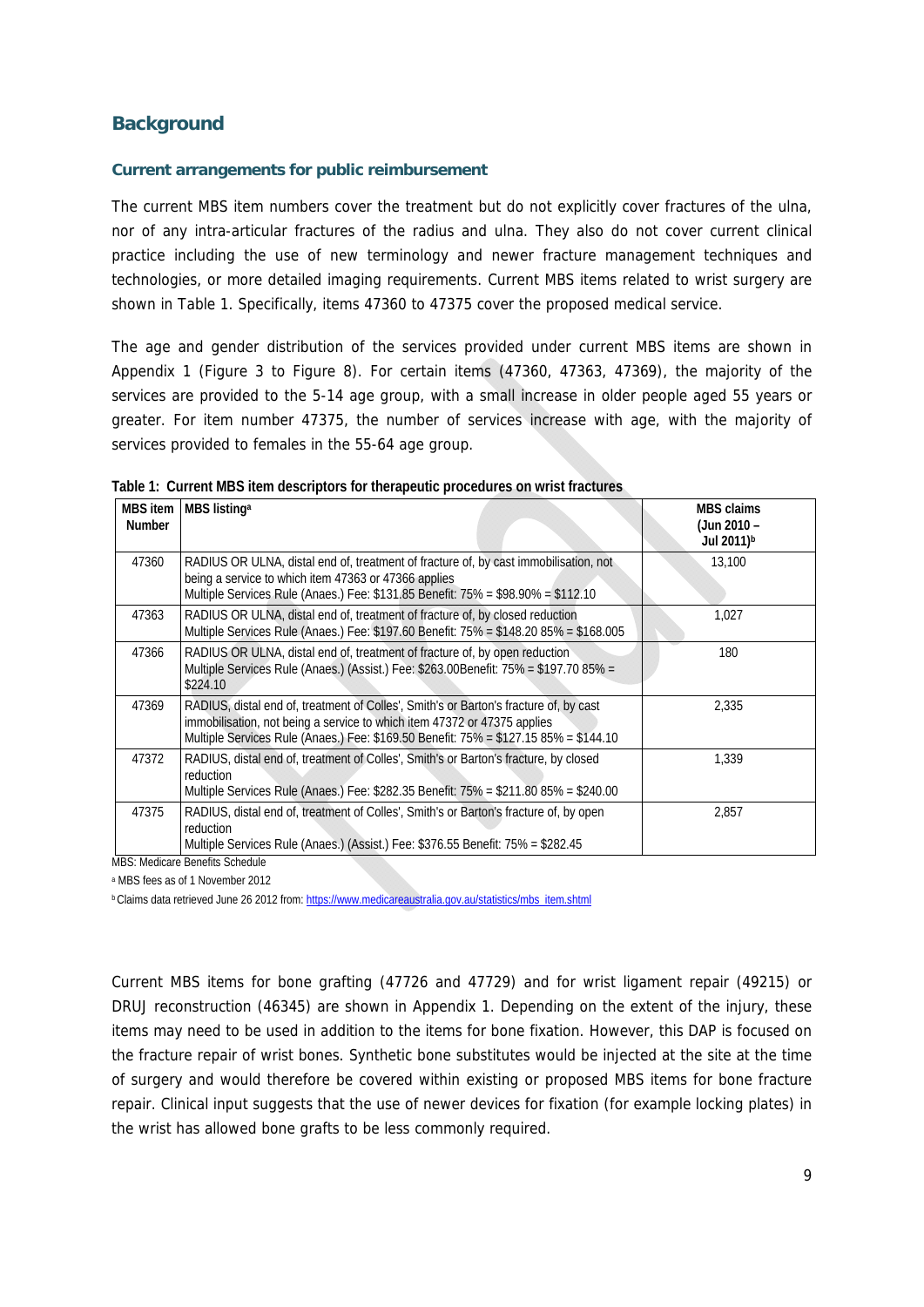## Background

### Current arrangements for public reimbursement

The current MBS item numbers cover the treatment but do not explicitly cover fractures of the ulna, nor of any intra-articular fractures of the radius and ulna. They also do not cover current clinical practice including the use of new terminology and newer fracture management techniques and technologies, or more detailed imaging requirements. Current MBS items related to wrist surgery are shown in Table 1. Specifically, items 47360 to 47375 cover the proposed medical service.

The age and gender distribution of the services provided under current MBS items are shown in Appendix 1 (Figure 3 to Figure 8). For certain items (47360, 47363, 47369), the majority of the services are provided to the 5-14 age group, with a small increase in older people aged 55 years or greater. For item number 47375, the number of services increase with age, with the majority of services provided to females in the 55-64 age group.

**Table 1: Current MBS item descriptors for therapeutic procedures on wrist fractures**

| MBS item Number | MBS listing[a] | MBS claims (Jun 2010 – Jul 2011)[b] |
|---|---|---|
| 47360 | RADIUS OR ULNA, distal end of, treatment of fracture of, by cast immobilisation, not being a service to which item 47363 or 47366 applies<br>Multiple Services Rule (Anaes.) Fee: $131.85 Benefit: 75% = $98.90% = $112.10 | 13,100 |
| 47363 | RADIUS OR ULNA, distal end of, treatment of fracture of, by closed reduction<br>Multiple Services Rule (Anaes.) Fee: $197.60 Benefit: 75% = $148.20 85% = $168.005 | 1,027 |
| 47366 | RADIUS OR ULNA, distal end of, treatment of fracture of, by open reduction<br>Multiple Services Rule (Anaes.) (Assist.) Fee: $263.00Benefit: 75% = $197.70 85% = $224.10 | 180 |
| 47369 | RADIUS, distal end of, treatment of Colles', Smith's or Barton's fracture of, by cast immobilisation, not being a service to which item 47372 or 47375 applies<br>Multiple Services Rule (Anaes.) Fee: $169.50 Benefit: 75% = $127.15 85% = $144.10 | 2,335 |
| 47372 | RADIUS, distal end of, treatment of Colles', Smith's or Barton's fracture, by closed reduction<br>Multiple Services Rule (Anaes.) Fee: $282.35 Benefit: 75% = $211.80 85% = $240.00 | 1,339 |
| 47375 | RADIUS, distal end of, treatment of Colles', Smith's or Barton's fracture of, by open reduction<br>Multiple Services Rule (Anaes.) (Assist.) Fee: $376.55 Benefit: 75% = $282.45 | 2,857 |

MBS: Medicare Benefits Schedule

[a] MBS fees as of 1 November 2012

[b] Claims data retrieved June 26 2012 from: https://www.medicareaustralia.gov.au/statistics/mbs_item.shtml

Current MBS items for bone grafting (47726 and 47729) and for wrist ligament repair (49215) or DRUJ reconstruction (46345) are shown in Appendix 1. Depending on the extent of the injury, these items may need to be used in addition to the items for bone fixation. However, this DAP is focused on the fracture repair of wrist bones. Synthetic bone substitutes would be injected at the site at the time of surgery and would therefore be covered within existing or proposed MBS items for bone fracture repair. Clinical input suggests that the use of newer devices for fixation (for example locking plates) in the wrist has allowed bone grafts to be less commonly required.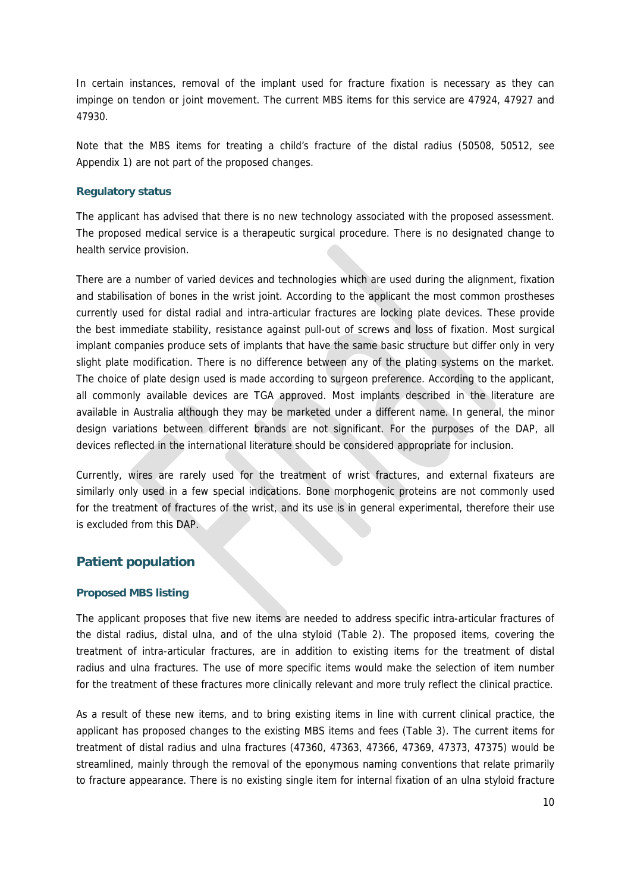In certain instances, removal of the implant used for fracture fixation is necessary as they can impinge on tendon or joint movement. The current MBS items for this service are 47924, 47927 and 47930.

Note that the MBS items for treating a child's fracture of the distal radius (50508, 50512, see Appendix 1) are not part of the proposed changes.

### Regulatory status

The applicant has advised that there is no new technology associated with the proposed assessment. The proposed medical service is a therapeutic surgical procedure. There is no designated change to health service provision.

There are a number of varied devices and technologies which are used during the alignment, fixation and stabilisation of bones in the wrist joint. According to the applicant the most common prostheses currently used for distal radial and intra-articular fractures are locking plate devices. These provide the best immediate stability, resistance against pull-out of screws and loss of fixation. Most surgical implant companies produce sets of implants that have the same basic structure but differ only in very slight plate modification. There is no difference between any of the plating systems on the market. The choice of plate design used is made according to surgeon preference. According to the applicant, all commonly available devices are TGA approved. Most implants described in the literature are available in Australia although they may be marketed under a different name. In general, the minor design variations between different brands are not significant. For the purposes of the DAP, all devices reflected in the international literature should be considered appropriate for inclusion.

Currently, wires are rarely used for the treatment of wrist fractures, and external fixateurs are similarly only used in a few special indications. Bone morphogenic proteins are not commonly used for the treatment of fractures of the wrist, and its use is in general experimental, therefore their use is excluded from this DAP.

## Patient population

### Proposed MBS listing

The applicant proposes that five new items are needed to address specific intra-articular fractures of the distal radius, distal ulna, and of the ulna styloid (Table 2). The proposed items, covering the treatment of intra-articular fractures, are in addition to existing items for the treatment of distal radius and ulna fractures. The use of more specific items would make the selection of item number for the treatment of these fractures more clinically relevant and more truly reflect the clinical practice.

As a result of these new items, and to bring existing items in line with current clinical practice, the applicant has proposed changes to the existing MBS items and fees (Table 3). The current items for treatment of distal radius and ulna fractures (47360, 47363, 47366, 47369, 47373, 47375) would be streamlined, mainly through the removal of the eponymous naming conventions that relate primarily to fracture appearance. There is no existing single item for internal fixation of an ulna styloid fracture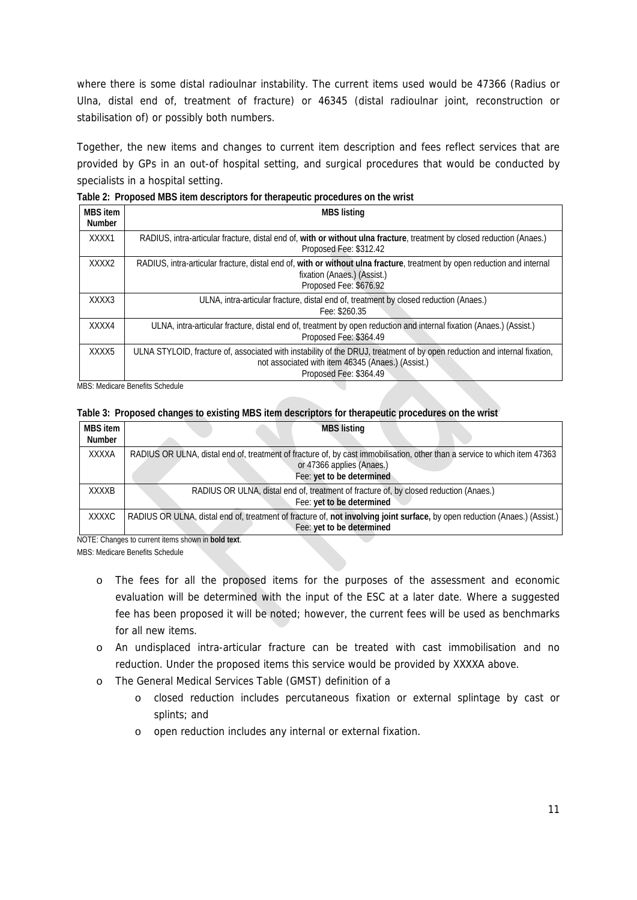where there is some distal radioulnar instability. The current items used would be 47366 (Radius or Ulna, distal end of, treatment of fracture) or 46345 (distal radioulnar joint, reconstruction or stabilisation of) or possibly both numbers.

Together, the new items and changes to current item description and fees reflect services that are provided by GPs in an out-of hospital setting, and surgical procedures that would be conducted by specialists in a hospital setting.

**Table 2: Proposed MBS item descriptors for therapeutic procedures on the wrist**

| MBS item Number | MBS listing |
|---|---|
| XXXX1 | RADIUS, intra-articular fracture, distal end of, **with or without ulna fracture**, treatment by closed reduction (Anaes.)<br>Proposed Fee: $312.42 |
| XXXX2 | RADIUS, intra-articular fracture, distal end of, **with or without ulna fracture**, treatment by open reduction and internal fixation (Anaes.) (Assist.)<br>Proposed Fee: $676.92 |
| XXXX3 | ULNA, intra-articular fracture, distal end of, treatment by closed reduction (Anaes.)<br>Fee: $260.35 |
| XXXX4 | ULNA, intra-articular fracture, distal end of, treatment by open reduction and internal fixation (Anaes.) (Assist.)<br>Proposed Fee: $364.49 |
| XXXX5 | ULNA STYLOID, fracture of, associated with instability of the DRUJ, treatment of by open reduction and internal fixation, not associated with item 46345 (Anaes.) (Assist.)<br>Proposed Fee: $364.49 |

MBS: Medicare Benefits Schedule

**Table 3: Proposed changes to existing MBS item descriptors for therapeutic procedures on the wrist**

| MBS item Number | MBS listing |
|---|---|
| XXXXA | RADIUS OR ULNA, distal end of, treatment of fracture of, by cast immobilisation, other than a service to which item 47363 or 47366 applies (Anaes.)<br>Fee: **yet to be determined** |
| XXXXB | RADIUS OR ULNA, distal end of, treatment of fracture of, by closed reduction (Anaes.)<br>Fee: **yet to be determined** |
| XXXXC | RADIUS OR ULNA, distal end of, treatment of fracture of, **not involving joint surface,** by open reduction (Anaes.) (Assist.)<br>Fee: **yet to be determined** |

NOTE: Changes to current items shown in **bold text**.
MBS: Medicare Benefits Schedule

- The fees for all the proposed items for the purposes of the assessment and economic evaluation will be determined with the input of the ESC at a later date. Where a suggested fee has been proposed it will be noted; however, the current fees will be used as benchmarks for all new items.
- An undisplaced intra-articular fracture can be treated with cast immobilisation and no reduction. Under the proposed items this service would be provided by XXXXA above.
- The General Medical Services Table (GMST) definition of a
  - closed reduction includes percutaneous fixation or external splintage by cast or splints; and
  - open reduction includes any internal or external fixation.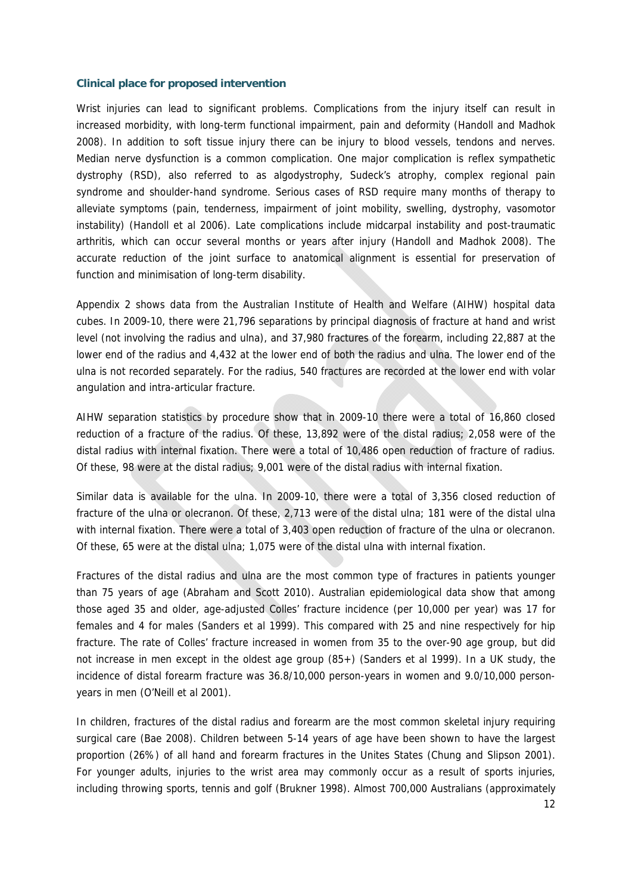### Clinical place for proposed intervention

Wrist injuries can lead to significant problems. Complications from the injury itself can result in increased morbidity, with long-term functional impairment, pain and deformity (Handoll and Madhok 2008). In addition to soft tissue injury there can be injury to blood vessels, tendons and nerves. Median nerve dysfunction is a common complication. One major complication is reflex sympathetic dystrophy (RSD), also referred to as algodystrophy, Sudeck's atrophy, complex regional pain syndrome and shoulder-hand syndrome. Serious cases of RSD require many months of therapy to alleviate symptoms (pain, tenderness, impairment of joint mobility, swelling, dystrophy, vasomotor instability) (Handoll et al 2006). Late complications include midcarpal instability and post-traumatic arthritis, which can occur several months or years after injury (Handoll and Madhok 2008). The accurate reduction of the joint surface to anatomical alignment is essential for preservation of function and minimisation of long-term disability.

Appendix 2 shows data from the Australian Institute of Health and Welfare (AIHW) hospital data cubes. In 2009-10, there were 21,796 separations by principal diagnosis of fracture at hand and wrist level (not involving the radius and ulna), and 37,980 fractures of the forearm, including 22,887 at the lower end of the radius and 4,432 at the lower end of both the radius and ulna. The lower end of the ulna is not recorded separately. For the radius, 540 fractures are recorded at the lower end with volar angulation and intra-articular fracture.

AIHW separation statistics by procedure show that in 2009-10 there were a total of 16,860 closed reduction of a fracture of the radius. Of these, 13,892 were of the distal radius; 2,058 were of the distal radius with internal fixation. There were a total of 10,486 open reduction of fracture of radius. Of these, 98 were at the distal radius; 9,001 were of the distal radius with internal fixation.

Similar data is available for the ulna. In 2009-10, there were a total of 3,356 closed reduction of fracture of the ulna or olecranon. Of these, 2,713 were of the distal ulna; 181 were of the distal ulna with internal fixation. There were a total of 3,403 open reduction of fracture of the ulna or olecranon. Of these, 65 were at the distal ulna; 1,075 were of the distal ulna with internal fixation.

Fractures of the distal radius and ulna are the most common type of fractures in patients younger than 75 years of age (Abraham and Scott 2010). Australian epidemiological data show that among those aged 35 and older, age-adjusted Colles' fracture incidence (per 10,000 per year) was 17 for females and 4 for males (Sanders et al 1999). This compared with 25 and nine respectively for hip fracture. The rate of Colles' fracture increased in women from 35 to the over-90 age group, but did not increase in men except in the oldest age group (85+) (Sanders et al 1999). In a UK study, the incidence of distal forearm fracture was 36.8/10,000 person-years in women and 9.0/10,000 person-years in men (O'Neill et al 2001).

In children, fractures of the distal radius and forearm are the most common skeletal injury requiring surgical care (Bae 2008). Children between 5-14 years of age have been shown to have the largest proportion (26%) of all hand and forearm fractures in the Unites States (Chung and Slipson 2001). For younger adults, injuries to the wrist area may commonly occur as a result of sports injuries, including throwing sports, tennis and golf (Brukner 1998). Almost 700,000 Australians (approximately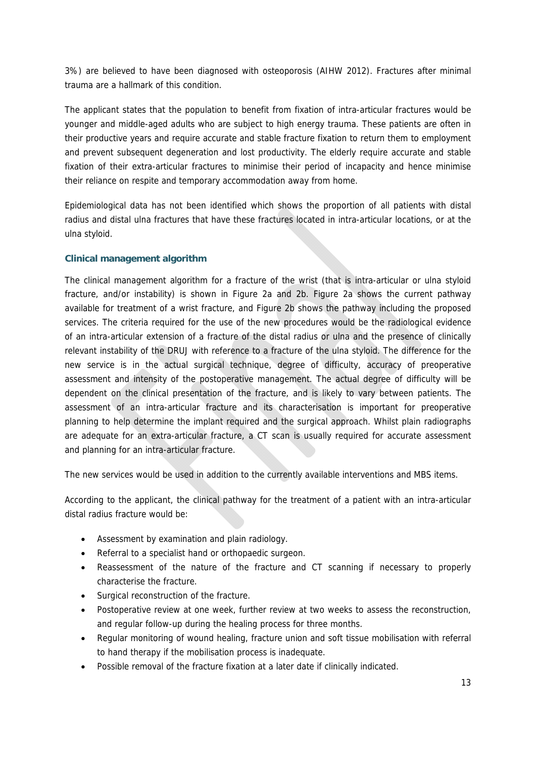3%) are believed to have been diagnosed with osteoporosis (AIHW 2012). Fractures after minimal trauma are a hallmark of this condition.

The applicant states that the population to benefit from fixation of intra-articular fractures would be younger and middle-aged adults who are subject to high energy trauma. These patients are often in their productive years and require accurate and stable fracture fixation to return them to employment and prevent subsequent degeneration and lost productivity. The elderly require accurate and stable fixation of their extra-articular fractures to minimise their period of incapacity and hence minimise their reliance on respite and temporary accommodation away from home.

Epidemiological data has not been identified which shows the proportion of all patients with distal radius and distal ulna fractures that have these fractures located in intra-articular locations, or at the ulna styloid.

### Clinical management algorithm

The clinical management algorithm for a fracture of the wrist (that is intra-articular or ulna styloid fracture, and/or instability) is shown in Figure 2a and 2b. Figure 2a shows the current pathway available for treatment of a wrist fracture, and Figure 2b shows the pathway including the proposed services. The criteria required for the use of the new procedures would be the radiological evidence of an intra-articular extension of a fracture of the distal radius or ulna and the presence of clinically relevant instability of the DRUJ with reference to a fracture of the ulna styloid. The difference for the new service is in the actual surgical technique, degree of difficulty, accuracy of preoperative assessment and intensity of the postoperative management. The actual degree of difficulty will be dependent on the clinical presentation of the fracture, and is likely to vary between patients. The assessment of an intra-articular fracture and its characterisation is important for preoperative planning to help determine the implant required and the surgical approach. Whilst plain radiographs are adequate for an extra-articular fracture, a CT scan is usually required for accurate assessment and planning for an intra-articular fracture.

The new services would be used in addition to the currently available interventions and MBS items.

According to the applicant, the clinical pathway for the treatment of a patient with an intra-articular distal radius fracture would be:

- Assessment by examination and plain radiology.
- Referral to a specialist hand or orthopaedic surgeon.
- Reassessment of the nature of the fracture and CT scanning if necessary to properly characterise the fracture.
- Surgical reconstruction of the fracture.
- Postoperative review at one week, further review at two weeks to assess the reconstruction, and regular follow-up during the healing process for three months.
- Regular monitoring of wound healing, fracture union and soft tissue mobilisation with referral to hand therapy if the mobilisation process is inadequate.
- Possible removal of the fracture fixation at a later date if clinically indicated.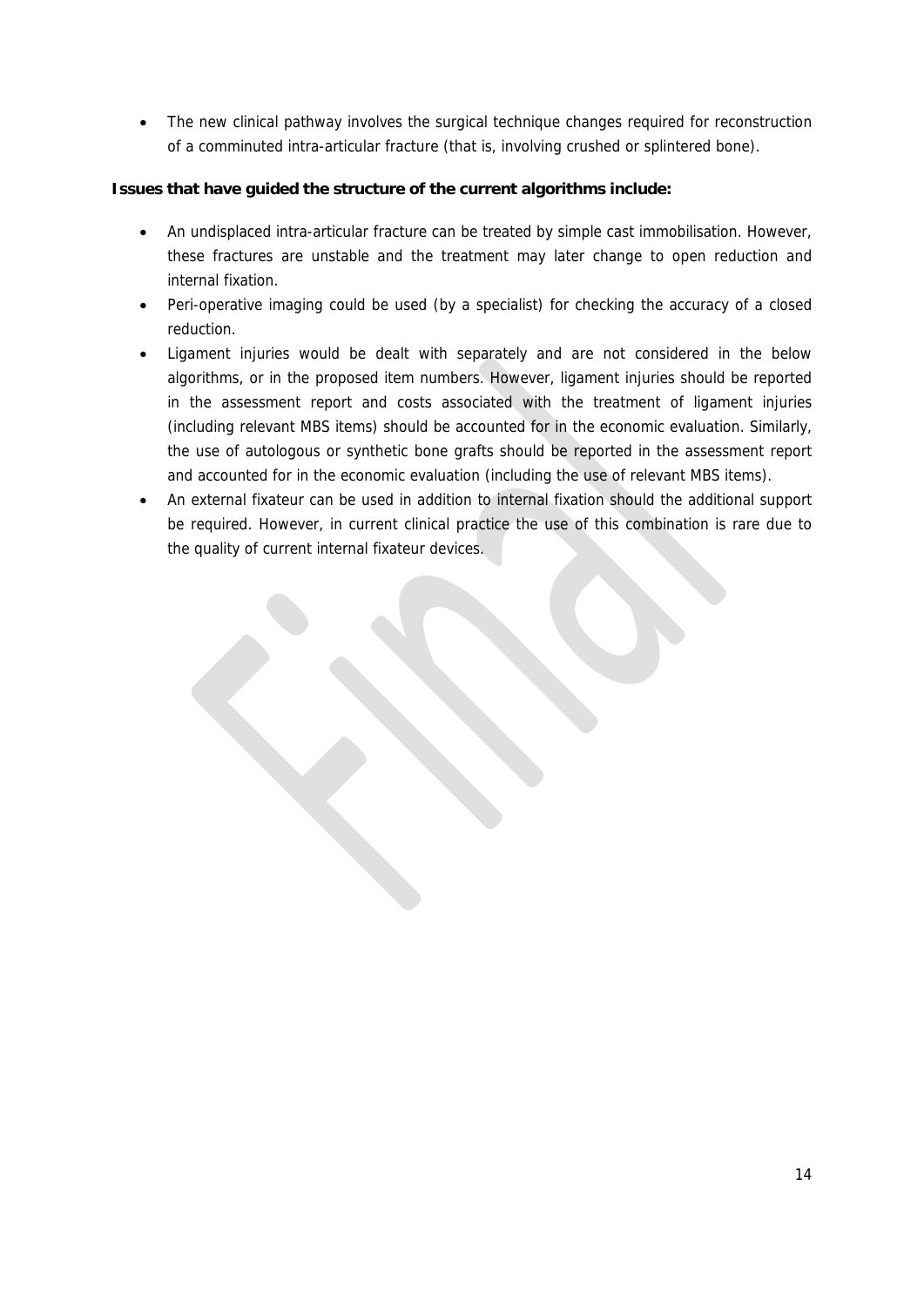- The new clinical pathway involves the surgical technique changes required for reconstruction of a comminuted intra-articular fracture (that is, involving crushed or splintered bone).

**Issues that have guided the structure of the current algorithms include:**

- An undisplaced intra-articular fracture can be treated by simple cast immobilisation. However, these fractures are unstable and the treatment may later change to open reduction and internal fixation.
- Peri-operative imaging could be used (by a specialist) for checking the accuracy of a closed reduction.
- Ligament injuries would be dealt with separately and are not considered in the below algorithms, or in the proposed item numbers. However, ligament injuries should be reported in the assessment report and costs associated with the treatment of ligament injuries (including relevant MBS items) should be accounted for in the economic evaluation. Similarly, the use of autologous or synthetic bone grafts should be reported in the assessment report and accounted for in the economic evaluation (including the use of relevant MBS items).
- An external fixateur can be used in addition to internal fixation should the additional support be required. However, in current clinical practice the use of this combination is rare due to the quality of current internal fixateur devices.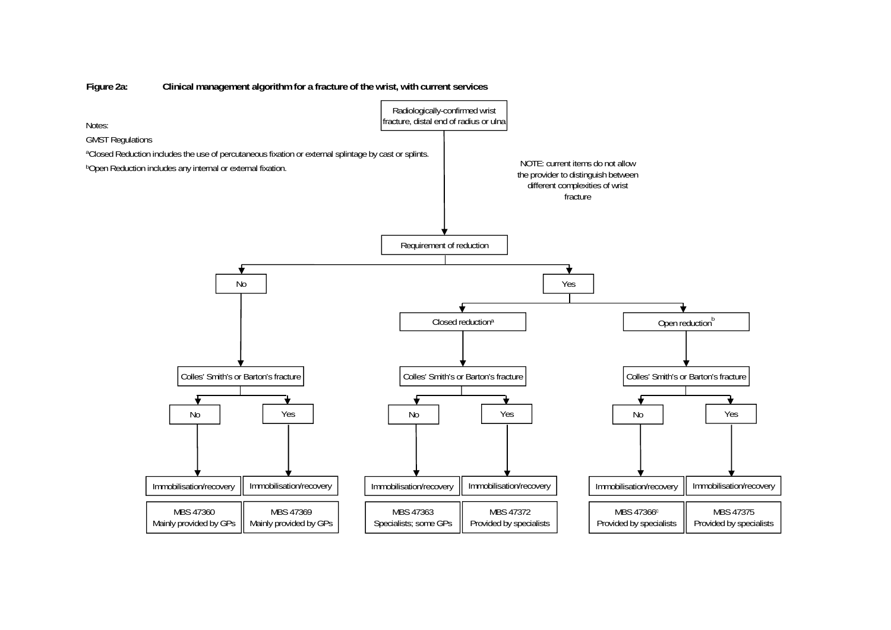**Figure 2a: Clinical management algorithm for a fracture of the wrist, with current services**

Notes:

GMST Regulations

[a]Closed Reduction includes the use of percutaneous fixation or external splintage by cast or splints.

[b]Open Reduction includes any internal or external fixation.

NOTE: current items do not allow the provider to distinguish between different complexities of wrist fracture

- Radiologically-confirmed wrist fracture, distal end of radius or ulna
  - Requirement of reduction
    - No
      - Colles' Smith's or Barton's fracture
        - No → Immobilisation/recovery → MBS 47360 Mainly provided by GPs
        - Yes → Immobilisation/recovery → MBS 47369 Mainly provided by GPs
    - Yes
      - Closed reduction[a]
        - Colles' Smith's or Barton's fracture
          - No → Immobilisation/recovery → MBS 47363 Specialists; some GPs
          - Yes → Immobilisation/recovery → MBS 47372 Provided by specialists
      - Open reduction[b]
        - Colles' Smith's or Barton's fracture
          - No → Immobilisation/recovery → MBS 47366[c] Provided by specialists
          - Yes → Immobilisation/recovery → MBS 47375 Provided by specialists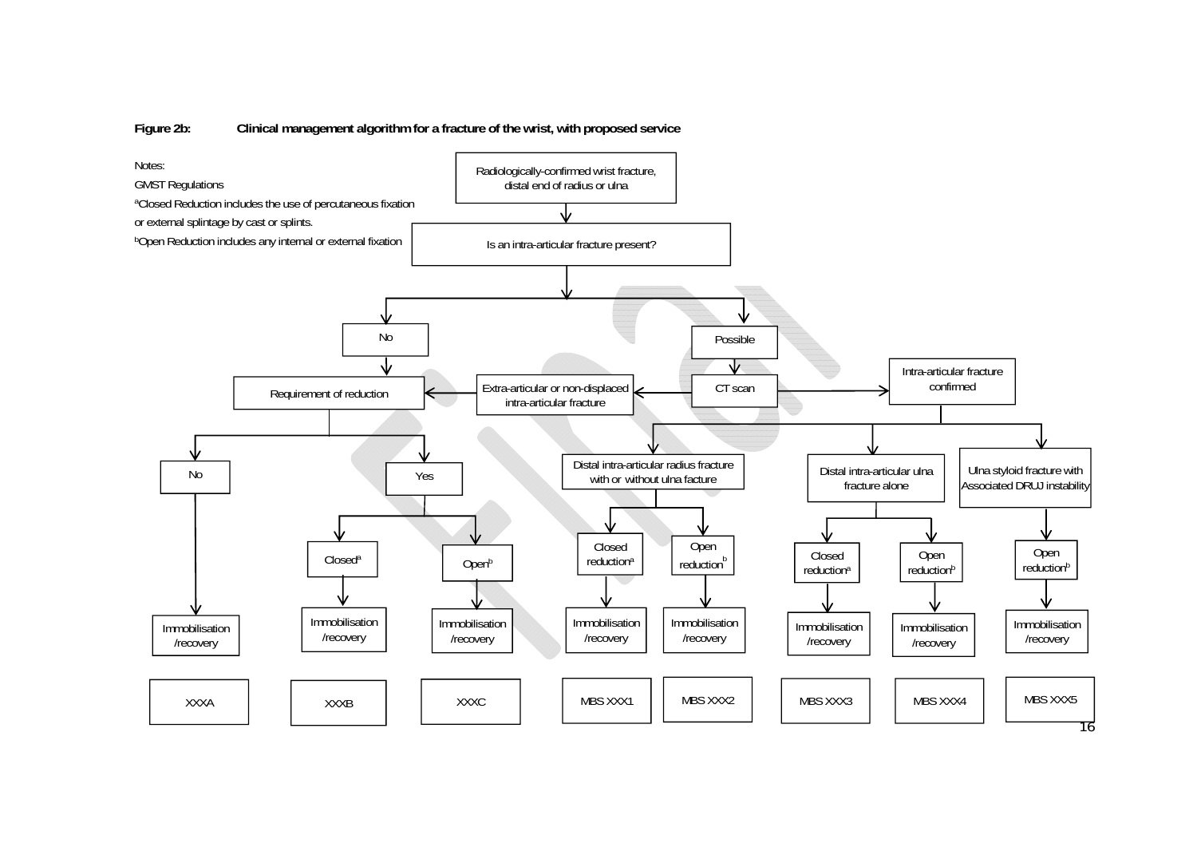**Figure 2b: Clinical management algorithm for a fracture of the wrist, with proposed service**

Notes:

GMST Regulations

[a]Closed Reduction includes the use of percutaneous fixation or external splintage by cast or splints.

[b]Open Reduction includes any internal or external fixation

- Radiologically-confirmed wrist fracture, distal end of radius or ulna
  - Is an intra-articular fracture present?
    - No
      - Requirement of reduction
        - No
          - Immobilisation /recovery
            - XXXA
        - Yes
          - Closed[a]
            - Immobilisation /recovery
              - XXXB
          - Open[b]
            - Immobilisation /recovery
              - XXXC
    - Possible
      - CT scan
        - Extra-articular or non-displaced intra-articular fracture
          - Requirement of reduction
        - Intra-articular fracture confirmed
          - Distal intra-articular radius fracture with or without ulna facture
            - Closed reduction[a]
              - Immobilisation /recovery
                - MBS XXX1
            - Open reduction[b]
              - Immobilisation /recovery
                - MBS XXX2
          - Distal intra-articular ulna fracture alone
            - Closed reduction[a]
              - Immobilisation /recovery
                - MBS XXX3
            - Open reduction[b]
              - Immobilisation /recovery
                - MBS XXX4
          - Ulna styloid fracture with Associated DRUJ instability
            - Open reduction[b]
              - Immobilisation /recovery
                - MBS XXX5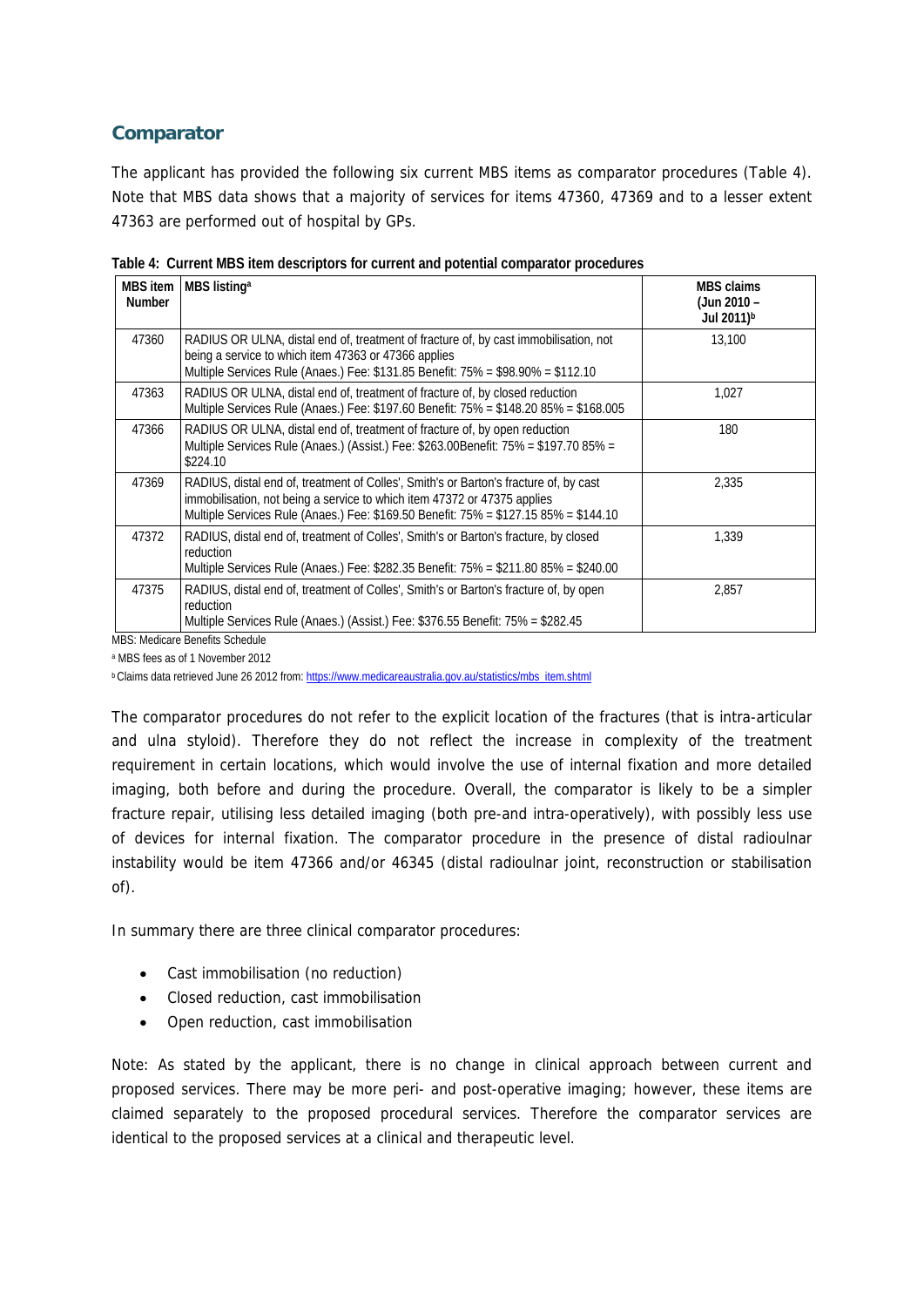## Comparator

The applicant has provided the following six current MBS items as comparator procedures (Table 4). Note that MBS data shows that a majority of services for items 47360, 47369 and to a lesser extent 47363 are performed out of hospital by GPs.

**Table 4: Current MBS item descriptors for current and potential comparator procedures**

| MBS item Number | MBS listing[a] | MBS claims (Jun 2010 – Jul 2011)[b] |
|---|---|---|
| 47360 | RADIUS OR ULNA, distal end of, treatment of fracture of, by cast immobilisation, not being a service to which item 47363 or 47366 applies<br>Multiple Services Rule (Anaes.) Fee: $131.85 Benefit: 75% = $98.90% = $112.10 | 13,100 |
| 47363 | RADIUS OR ULNA, distal end of, treatment of fracture of, by closed reduction<br>Multiple Services Rule (Anaes.) Fee: $197.60 Benefit: 75% = $148.20 85% = $168.005 | 1,027 |
| 47366 | RADIUS OR ULNA, distal end of, treatment of fracture of, by open reduction<br>Multiple Services Rule (Anaes.) (Assist.) Fee: $263.00Benefit: 75% = $197.70 85% = $224.10 | 180 |
| 47369 | RADIUS, distal end of, treatment of Colles', Smith's or Barton's fracture of, by cast immobilisation, not being a service to which item 47372 or 47375 applies<br>Multiple Services Rule (Anaes.) Fee: $169.50 Benefit: 75% = $127.15 85% = $144.10 | 2,335 |
| 47372 | RADIUS, distal end of, treatment of Colles', Smith's or Barton's fracture, by closed reduction<br>Multiple Services Rule (Anaes.) Fee: $282.35 Benefit: 75% = $211.80 85% = $240.00 | 1,339 |
| 47375 | RADIUS, distal end of, treatment of Colles', Smith's or Barton's fracture of, by open reduction<br>Multiple Services Rule (Anaes.) (Assist.) Fee: $376.55 Benefit: 75% = $282.45 | 2,857 |

MBS: Medicare Benefits Schedule

[a] MBS fees as of 1 November 2012

[b] Claims data retrieved June 26 2012 from: https://www.medicareaustralia.gov.au/statistics/mbs_item.shtml

The comparator procedures do not refer to the explicit location of the fractures (that is intra-articular and ulna styloid). Therefore they do not reflect the increase in complexity of the treatment requirement in certain locations, which would involve the use of internal fixation and more detailed imaging, both before and during the procedure. Overall, the comparator is likely to be a simpler fracture repair, utilising less detailed imaging (both pre-and intra-operatively), with possibly less use of devices for internal fixation. The comparator procedure in the presence of distal radioulnar instability would be item 47366 and/or 46345 (distal radioulnar joint, reconstruction or stabilisation of).

In summary there are three clinical comparator procedures:

- Cast immobilisation (no reduction)
- Closed reduction, cast immobilisation
- Open reduction, cast immobilisation

Note: As stated by the applicant, there is no change in clinical approach between current and proposed services. There may be more peri- and post-operative imaging; however, these items are claimed separately to the proposed procedural services. Therefore the comparator services are identical to the proposed services at a clinical and therapeutic level.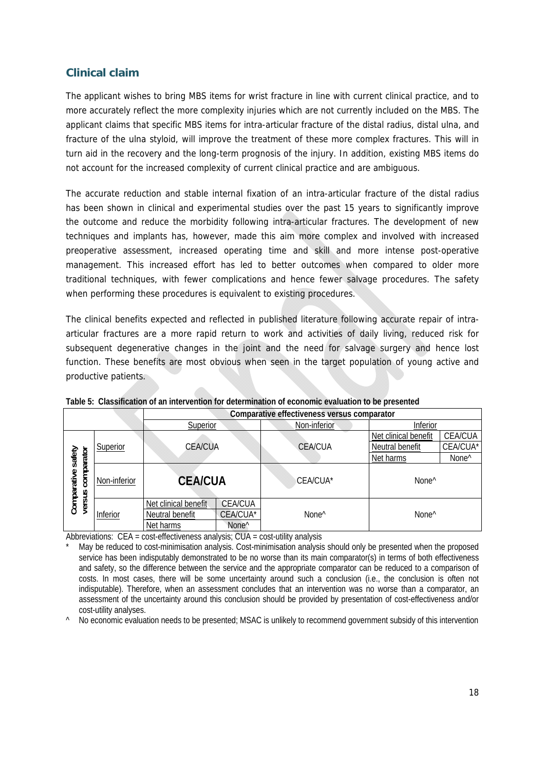## Clinical claim

The applicant wishes to bring MBS items for wrist fracture in line with current clinical practice, and to more accurately reflect the more complexity injuries which are not currently included on the MBS. The applicant claims that specific MBS items for intra-articular fracture of the distal radius, distal ulna, and fracture of the ulna styloid, will improve the treatment of these more complex fractures. This will in turn aid in the recovery and the long-term prognosis of the injury. In addition, existing MBS items do not account for the increased complexity of current clinical practice and are ambiguous.

The accurate reduction and stable internal fixation of an intra-articular fracture of the distal radius has been shown in clinical and experimental studies over the past 15 years to significantly improve the outcome and reduce the morbidity following intra-articular fractures. The development of new techniques and implants has, however, made this aim more complex and involved with increased preoperative assessment, increased operating time and skill and more intense post-operative management. This increased effort has led to better outcomes when compared to older more traditional techniques, with fewer complications and hence fewer salvage procedures. The safety when performing these procedures is equivalent to existing procedures.

The clinical benefits expected and reflected in published literature following accurate repair of intra-articular fractures are a more rapid return to work and activities of daily living, reduced risk for subsequent degenerative changes in the joint and the need for salvage surgery and hence lost function. These benefits are most obvious when seen in the target population of young active and productive patients.

**Table 5: Classification of an intervention for determination of economic evaluation to be presented**

| | | Comparative effectiveness versus comparator | | | | |
|---|---|---|---|---|---|---|
| | | Superior | | Non-inferior | Inferior | |
| Comparative safety versus comparator | Superior | CEA/CUA | | CEA/CUA | Net clinical benefit | CEA/CUA |
| | | | | | Neutral benefit | CEA/CUA* |
| | | | | | Net harms | None^ |
| | Non-inferior | **CEA/CUA** | | CEA/CUA* | None^ | |
| | Inferior | Net clinical benefit | CEA/CUA | None^ | None^ | |
| | | Neutral benefit | CEA/CUA* | | | |
| | | Net harms | None^ | | | |

Abbreviations: CEA = cost-effectiveness analysis; CUA = cost-utility analysis

\* May be reduced to cost-minimisation analysis. Cost-minimisation analysis should only be presented when the proposed service has been indisputably demonstrated to be no worse than its main comparator(s) in terms of both effectiveness and safety, so the difference between the service and the appropriate comparator can be reduced to a comparison of costs. In most cases, there will be some uncertainty around such a conclusion (i.e., the conclusion is often not indisputable). Therefore, when an assessment concludes that an intervention was no worse than a comparator, an assessment of the uncertainty around this conclusion should be provided by presentation of cost-effectiveness and/or cost-utility analyses.

^ No economic evaluation needs to be presented; MSAC is unlikely to recommend government subsidy of this intervention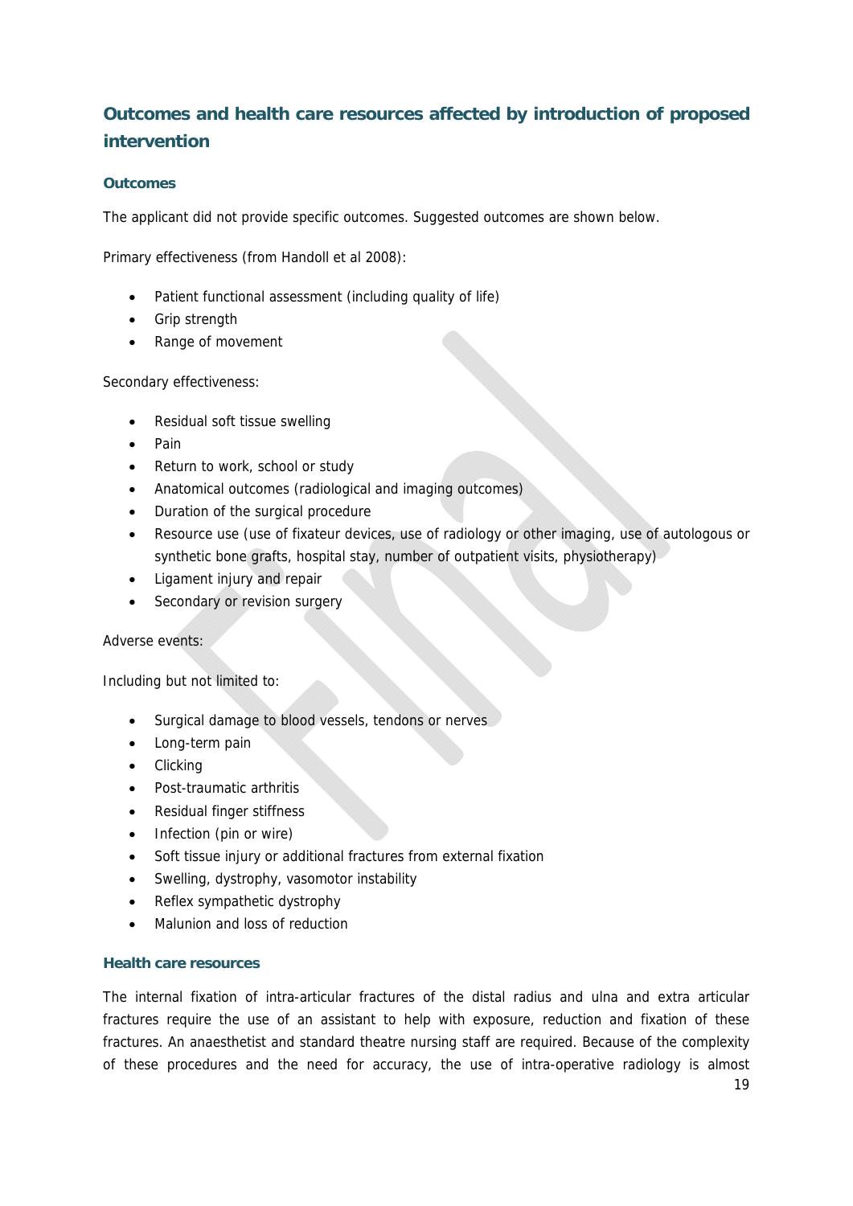## Outcomes and health care resources affected by introduction of proposed intervention

### Outcomes

The applicant did not provide specific outcomes. Suggested outcomes are shown below.

Primary effectiveness (from Handoll et al 2008):

- Patient functional assessment (including quality of life)
- Grip strength
- Range of movement

Secondary effectiveness:

- Residual soft tissue swelling
- Pain
- Return to work, school or study
- Anatomical outcomes (radiological and imaging outcomes)
- Duration of the surgical procedure
- Resource use (use of fixateur devices, use of radiology or other imaging, use of autologous or synthetic bone grafts, hospital stay, number of outpatient visits, physiotherapy)
- Ligament injury and repair
- Secondary or revision surgery

Adverse events:

Including but not limited to:

- Surgical damage to blood vessels, tendons or nerves
- Long-term pain
- Clicking
- Post-traumatic arthritis
- Residual finger stiffness
- Infection (pin or wire)
- Soft tissue injury or additional fractures from external fixation
- Swelling, dystrophy, vasomotor instability
- Reflex sympathetic dystrophy
- Malunion and loss of reduction

### Health care resources

The internal fixation of intra-articular fractures of the distal radius and ulna and extra articular fractures require the use of an assistant to help with exposure, reduction and fixation of these fractures. An anaesthetist and standard theatre nursing staff are required. Because of the complexity of these procedures and the need for accuracy, the use of intra-operative radiology is almost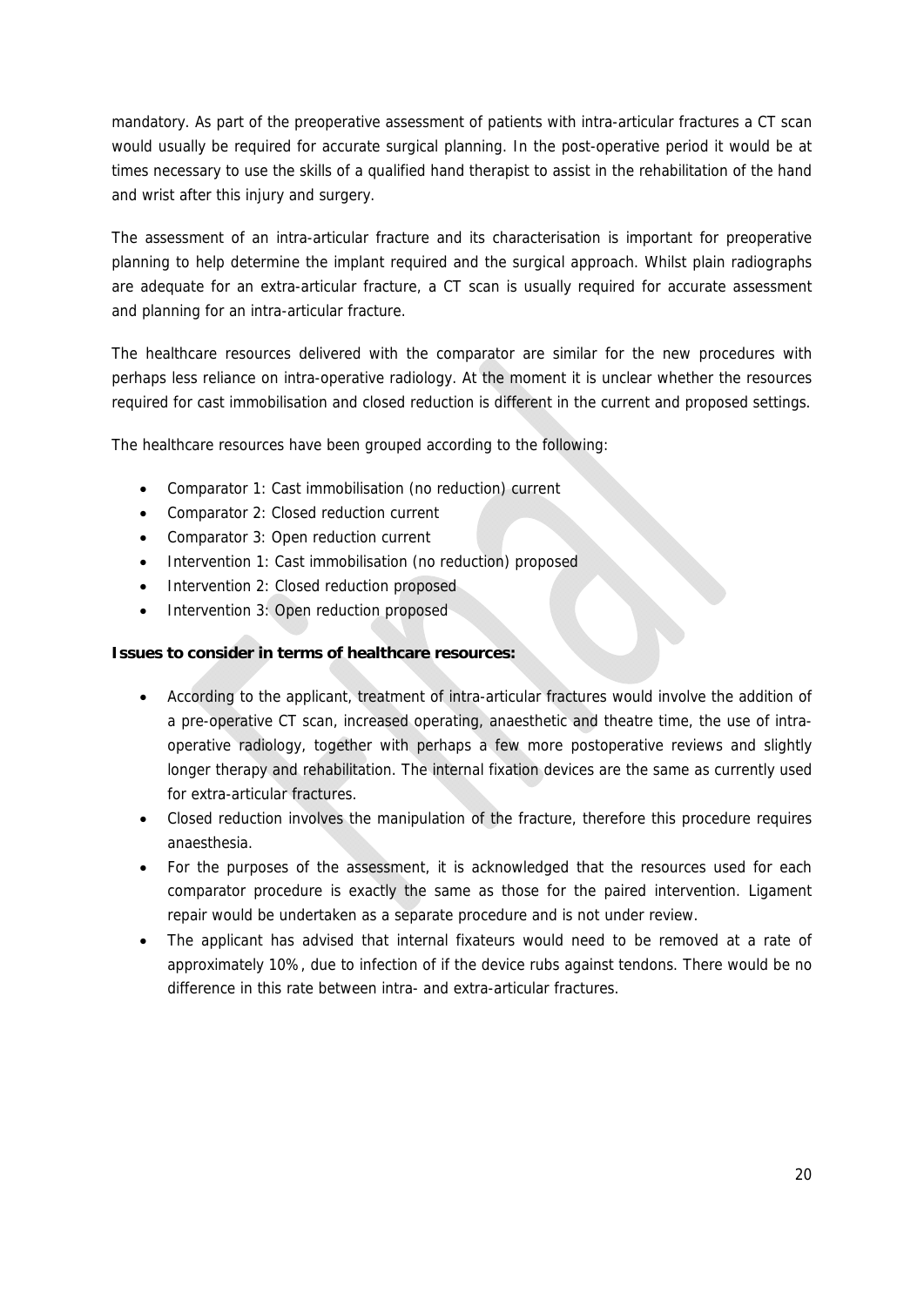mandatory. As part of the preoperative assessment of patients with intra-articular fractures a CT scan would usually be required for accurate surgical planning. In the post-operative period it would be at times necessary to use the skills of a qualified hand therapist to assist in the rehabilitation of the hand and wrist after this injury and surgery.

The assessment of an intra-articular fracture and its characterisation is important for preoperative planning to help determine the implant required and the surgical approach. Whilst plain radiographs are adequate for an extra-articular fracture, a CT scan is usually required for accurate assessment and planning for an intra-articular fracture.

The healthcare resources delivered with the comparator are similar for the new procedures with perhaps less reliance on intra-operative radiology. At the moment it is unclear whether the resources required for cast immobilisation and closed reduction is different in the current and proposed settings.

The healthcare resources have been grouped according to the following:

- Comparator 1: Cast immobilisation (no reduction) current
- Comparator 2: Closed reduction current
- Comparator 3: Open reduction current
- Intervention 1: Cast immobilisation (no reduction) proposed
- Intervention 2: Closed reduction proposed
- Intervention 3: Open reduction proposed

**Issues to consider in terms of healthcare resources:**

- According to the applicant, treatment of intra-articular fractures would involve the addition of a pre-operative CT scan, increased operating, anaesthetic and theatre time, the use of intra-operative radiology, together with perhaps a few more postoperative reviews and slightly longer therapy and rehabilitation. The internal fixation devices are the same as currently used for extra-articular fractures.
- Closed reduction involves the manipulation of the fracture, therefore this procedure requires anaesthesia.
- For the purposes of the assessment, it is acknowledged that the resources used for each comparator procedure is exactly the same as those for the paired intervention. Ligament repair would be undertaken as a separate procedure and is not under review.
- The applicant has advised that internal fixateurs would need to be removed at a rate of approximately 10%, due to infection of if the device rubs against tendons. There would be no difference in this rate between intra- and extra-articular fractures.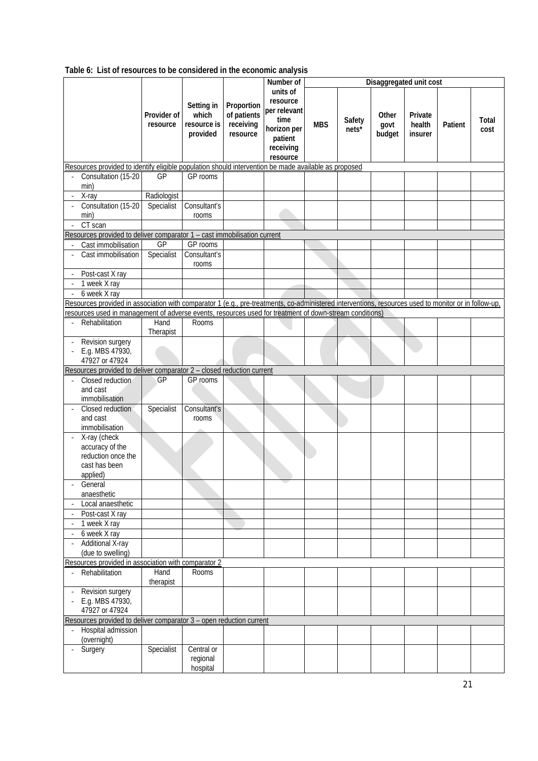**Table 6: List of resources to be considered in the economic analysis**

| | Provider of resource | Setting in which resource is provided | Proportion of patients receiving resource | Number of units of resource per relevant time horizon per patient receiving resource | Disaggregated unit cost | | | | | |
|---|---|---|---|---|---|---|---|---|---|---|
| | | | | | MBS | Safety nets* | Other govt budget | Private health insurer | Patient | Total cost |
| Resources provided to identify eligible population should intervention be made available as proposed | | | | | | | | | | |
| - Consultation (15-20 min) | GP | GP rooms | | | | | | | | |
| - X-ray | Radiologist | | | | | | | | | |
| - Consultation (15-20 min) | Specialist | Consultant's rooms | | | | | | | | |
| - CT scan | | | | | | | | | | |
| Resources provided to deliver comparator 1 – cast immobilisation current | | | | | | | | | | |
| - Cast immobilisation | GP | GP rooms | | | | | | | | |
| - Cast immobilisation | Specialist | Consultant's rooms | | | | | | | | |
| - Post-cast X ray | | | | | | | | | | |
| - 1 week X ray | | | | | | | | | | |
| - 6 week X ray | | | | | | | | | | |
| Resources provided in association with comparator 1 (e.g., pre-treatments, co-administered interventions, resources used to monitor or in follow-up, resources used in management of adverse events, resources used for treatment of down-stream conditions) | | | | | | | | | | |
| - Rehabilitation | Hand Therapist | Rooms | | | | | | | | |
| - Revision surgery<br>- E.g. MBS 47930, 47927 or 47924 | | | | | | | | | | |
| Resources provided to deliver comparator 2 – closed reduction current | | | | | | | | | | |
| - Closed reduction and cast immobilisation | GP | GP rooms | | | | | | | | |
| - Closed reduction and cast immobilisation | Specialist | Consultant's rooms | | | | | | | | |
| - X-ray (check accuracy of the reduction once the cast has been applied) | | | | | | | | | | |
| - General anaesthetic | | | | | | | | | | |
| - Local anaesthetic | | | | | | | | | | |
| - Post-cast X ray | | | | | | | | | | |
| - 1 week X ray | | | | | | | | | | |
| - 6 week X ray | | | | | | | | | | |
| - Additional X-ray (due to swelling) | | | | | | | | | | |
| Resources provided in association with comparator 2 | | | | | | | | | | |
| - Rehabilitation | Hand therapist | Rooms | | | | | | | | |
| - Revision surgery<br>- E.g. MBS 47930, 47927 or 47924 | | | | | | | | | | |
| Resources provided to deliver comparator 3 – open reduction current | | | | | | | | | | |
| - Hospital admission (overnight) | | | | | | | | | | |
| - Surgery | Specialist | Central or regional hospital | | | | | | | | |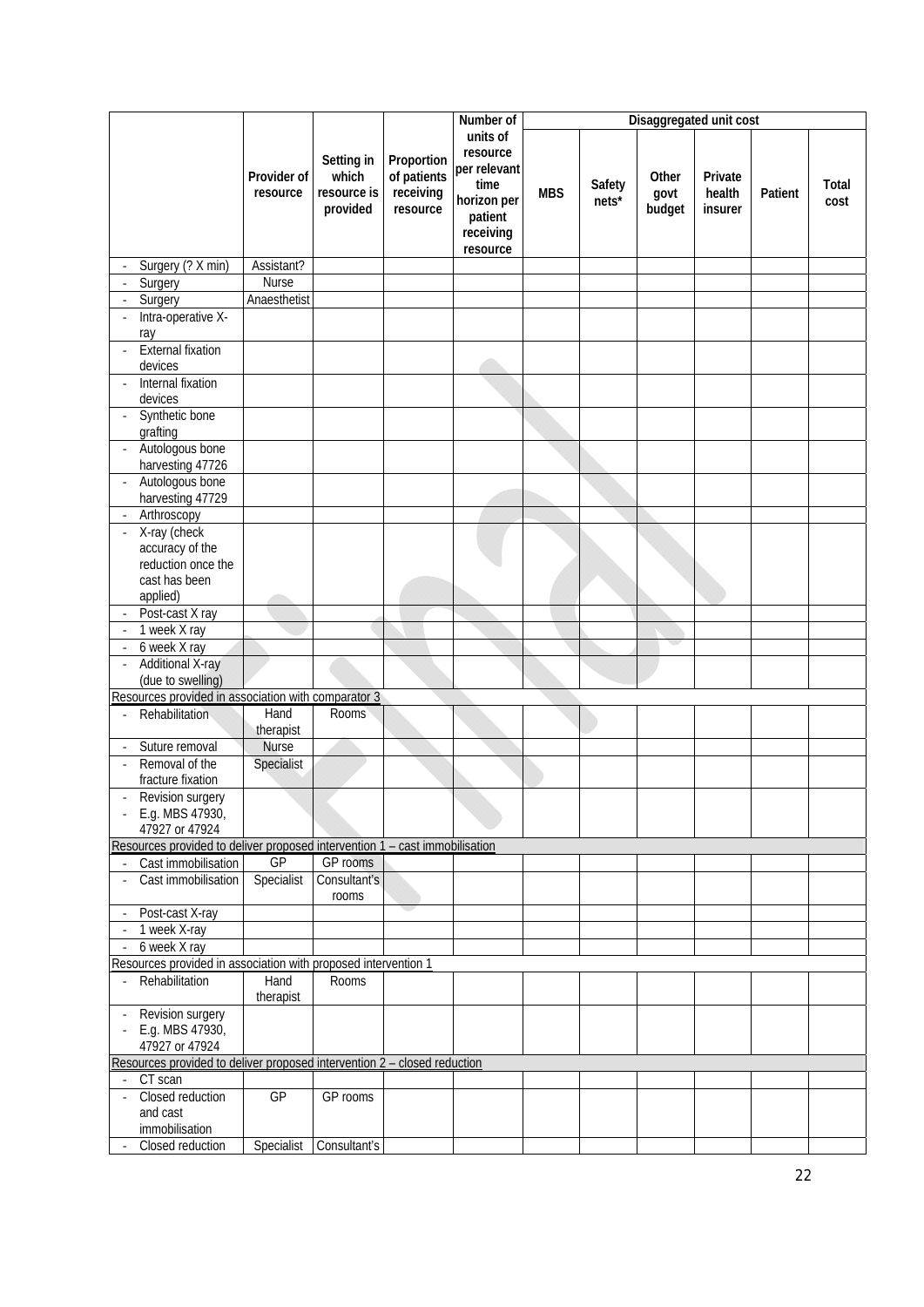| | Provider of resource | Setting in which resource is provided | Proportion of patients receiving resource | Number of units of resource per relevant time horizon per patient receiving resource | Disaggregated unit cost | | | | | |
|---|---|---|---|---|---|---|---|---|---|---|
| | | | | | MBS | Safety nets* | Other govt budget | Private health insurer | Patient | Total cost |
| - Surgery (? X min) | Assistant? | | | | | | | | | |
| - Surgery | Nurse | | | | | | | | | |
| - Surgery | Anaesthetist | | | | | | | | | |
| - Intra-operative X-ray | | | | | | | | | | |
| - External fixation devices | | | | | | | | | | |
| - Internal fixation devices | | | | | | | | | | |
| - Synthetic bone grafting | | | | | | | | | | |
| - Autologous bone harvesting 47726 | | | | | | | | | | |
| - Autologous bone harvesting 47729 | | | | | | | | | | |
| - Arthroscopy | | | | | | | | | | |
| - X-ray (check accuracy of the reduction once the cast has been applied) | | | | | | | | | | |
| - Post-cast X ray | | | | | | | | | | |
| - 1 week X ray | | | | | | | | | | |
| - 6 week X ray | | | | | | | | | | |
| - Additional X-ray (due to swelling) | | | | | | | | | | |
| Resources provided in association with comparator 3 | | | | | | | | | | |
| - Rehabilitation | Hand therapist | Rooms | | | | | | | | |
| - Suture removal | Nurse | | | | | | | | | |
| - Removal of the fracture fixation | Specialist | | | | | | | | | |
| - Revision surgery<br>- E.g. MBS 47930, 47927 or 47924 | | | | | | | | | | |
| Resources provided to deliver proposed intervention 1 – cast immobilisation | | | | | | | | | | |
| - Cast immobilisation | GP | GP rooms | | | | | | | | |
| - Cast immobilisation | Specialist | Consultant's rooms | | | | | | | | |
| - Post-cast X-ray | | | | | | | | | | |
| - 1 week X-ray | | | | | | | | | | |
| - 6 week X ray | | | | | | | | | | |
| Resources provided in association with proposed intervention 1 | | | | | | | | | | |
| - Rehabilitation | Hand therapist | Rooms | | | | | | | | |
| - Revision surgery<br>- E.g. MBS 47930, 47927 or 47924 | | | | | | | | | | |
| Resources provided to deliver proposed intervention 2 – closed reduction | | | | | | | | | | |
| - CT scan | | | | | | | | | | |
| - Closed reduction and cast immobilisation | GP | GP rooms | | | | | | | | |
| - Closed reduction | Specialist | Consultant's | | | | | | | | |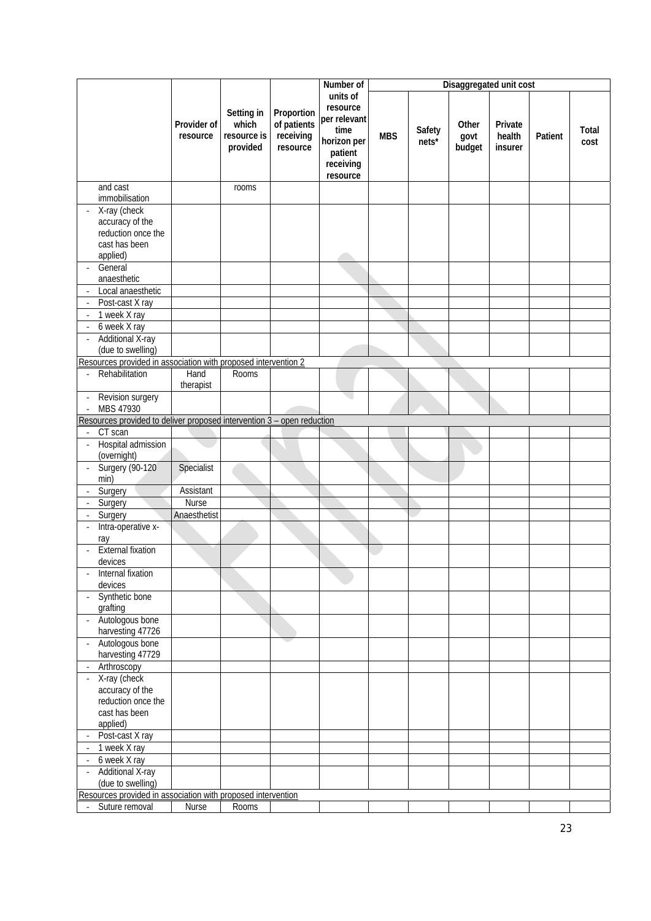| | Provider of resource | Setting in which resource is provided | Proportion of patients receiving resource | Number of units of resource per relevant time horizon per patient receiving resource | Disaggregated unit cost | | | | | |
|---|---|---|---|---|---|---|---|---|---|---|
| | | | | | MBS | Safety nets* | Other govt budget | Private health insurer | Patient | Total cost |
| and cast immobilisation | | rooms | | | | | | | | |
| - X-ray (check accuracy of the reduction once the cast has been applied) | | | | | | | | | | |
| - General anaesthetic | | | | | | | | | | |
| - Local anaesthetic | | | | | | | | | | |
| - Post-cast X ray | | | | | | | | | | |
| - 1 week X ray | | | | | | | | | | |
| - 6 week X ray | | | | | | | | | | |
| - Additional X-ray (due to swelling) | | | | | | | | | | |
| Resources provided in association with proposed intervention 2 | | | | | | | | | | |
| - Rehabilitation | Hand therapist | Rooms | | | | | | | | |
| - Revision surgery<br>- MBS 47930 | | | | | | | | | | |
| Resources provided to deliver proposed intervention 3 – open reduction | | | | | | | | | | |
| - CT scan | | | | | | | | | | |
| - Hospital admission (overnight) | | | | | | | | | | |
| - Surgery (90-120 min) | Specialist | | | | | | | | | |
| - Surgery | Assistant | | | | | | | | | |
| - Surgery | Nurse | | | | | | | | | |
| - Surgery | Anaesthetist | | | | | | | | | |
| - Intra-operative x-ray | | | | | | | | | | |
| - External fixation devices | | | | | | | | | | |
| - Internal fixation devices | | | | | | | | | | |
| - Synthetic bone grafting | | | | | | | | | | |
| - Autologous bone harvesting 47726 | | | | | | | | | | |
| - Autologous bone harvesting 47729 | | | | | | | | | | |
| - Arthroscopy | | | | | | | | | | |
| - X-ray (check accuracy of the reduction once the cast has been applied) | | | | | | | | | | |
| - Post-cast X ray | | | | | | | | | | |
| - 1 week X ray | | | | | | | | | | |
| - 6 week X ray | | | | | | | | | | |
| - Additional X-ray (due to swelling) | | | | | | | | | | |
| Resources provided in association with proposed intervention | | | | | | | | | | |
| - Suture removal | Nurse | Rooms | | | | | | | | |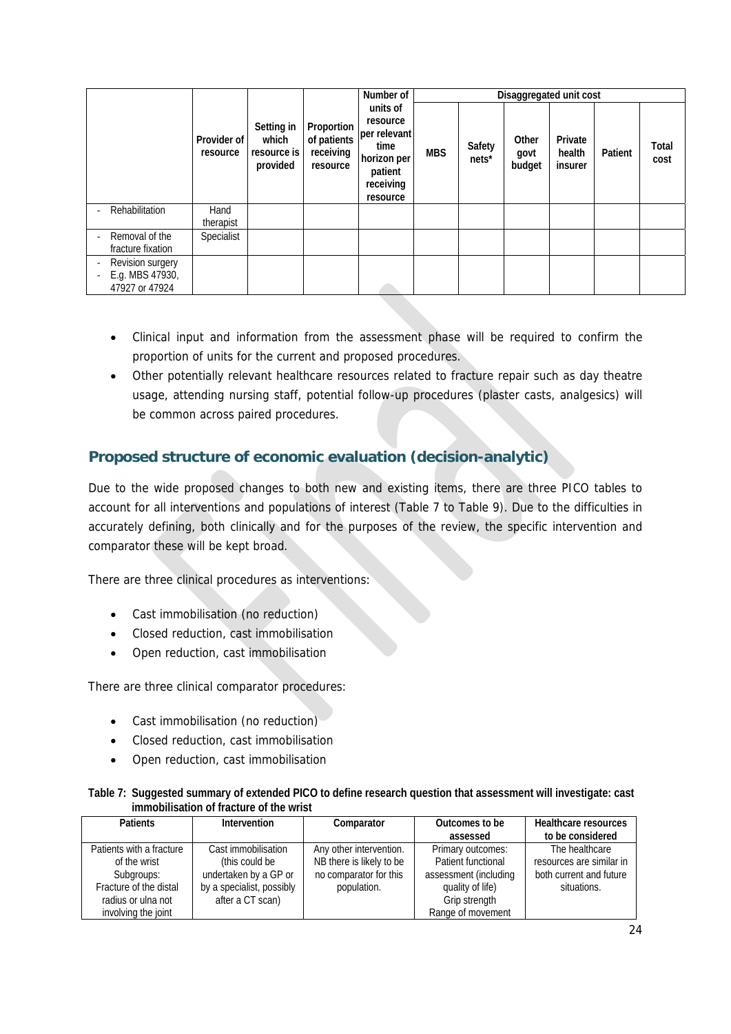| | Provider of resource | Setting in which resource is provided | Proportion of patients receiving resource | Number of units of resource per relevant time horizon per patient receiving resource | Disaggregated unit cost | | | | | |
|---|---|---|---|---|---|---|---|---|---|---|
| | | | | | MBS | Safety nets* | Other govt budget | Private health insurer | Patient | Total cost |
| - Rehabilitation | Hand therapist | | | | | | | | | |
| - Removal of the fracture fixation | Specialist | | | | | | | | | |
| - Revision surgery<br>- E.g. MBS 47930, 47927 or 47924 | | | | | | | | | | |

- Clinical input and information from the assessment phase will be required to confirm the proportion of units for the current and proposed procedures.
- Other potentially relevant healthcare resources related to fracture repair such as day theatre usage, attending nursing staff, potential follow-up procedures (plaster casts, analgesics) will be common across paired procedures.

## Proposed structure of economic evaluation (decision-analytic)

Due to the wide proposed changes to both new and existing items, there are three PICO tables to account for all interventions and populations of interest (Table 7 to Table 9). Due to the difficulties in accurately defining, both clinically and for the purposes of the review, the specific intervention and comparator these will be kept broad.

There are three clinical procedures as interventions:

- Cast immobilisation (no reduction)
- Closed reduction, cast immobilisation
- Open reduction, cast immobilisation

There are three clinical comparator procedures:

- Cast immobilisation (no reduction)
- Closed reduction, cast immobilisation
- Open reduction, cast immobilisation

**Table 7: Suggested summary of extended PICO to define research question that assessment will investigate: cast immobilisation of fracture of the wrist**

| Patients | Intervention | Comparator | Outcomes to be assessed | Healthcare resources to be considered |
|---|---|---|---|---|
| Patients with a fracture of the wrist<br>Subgroups:<br>Fracture of the distal radius or ulna not involving the joint | Cast immobilisation (this could be undertaken by a GP or by a specialist, possibly after a CT scan) | Any other intervention.<br>NB there is likely to be no comparator for this population. | Primary outcomes:<br>Patient functional assessment (including quality of life)<br>Grip strength<br>Range of movement | The healthcare resources are similar in both current and future situations. |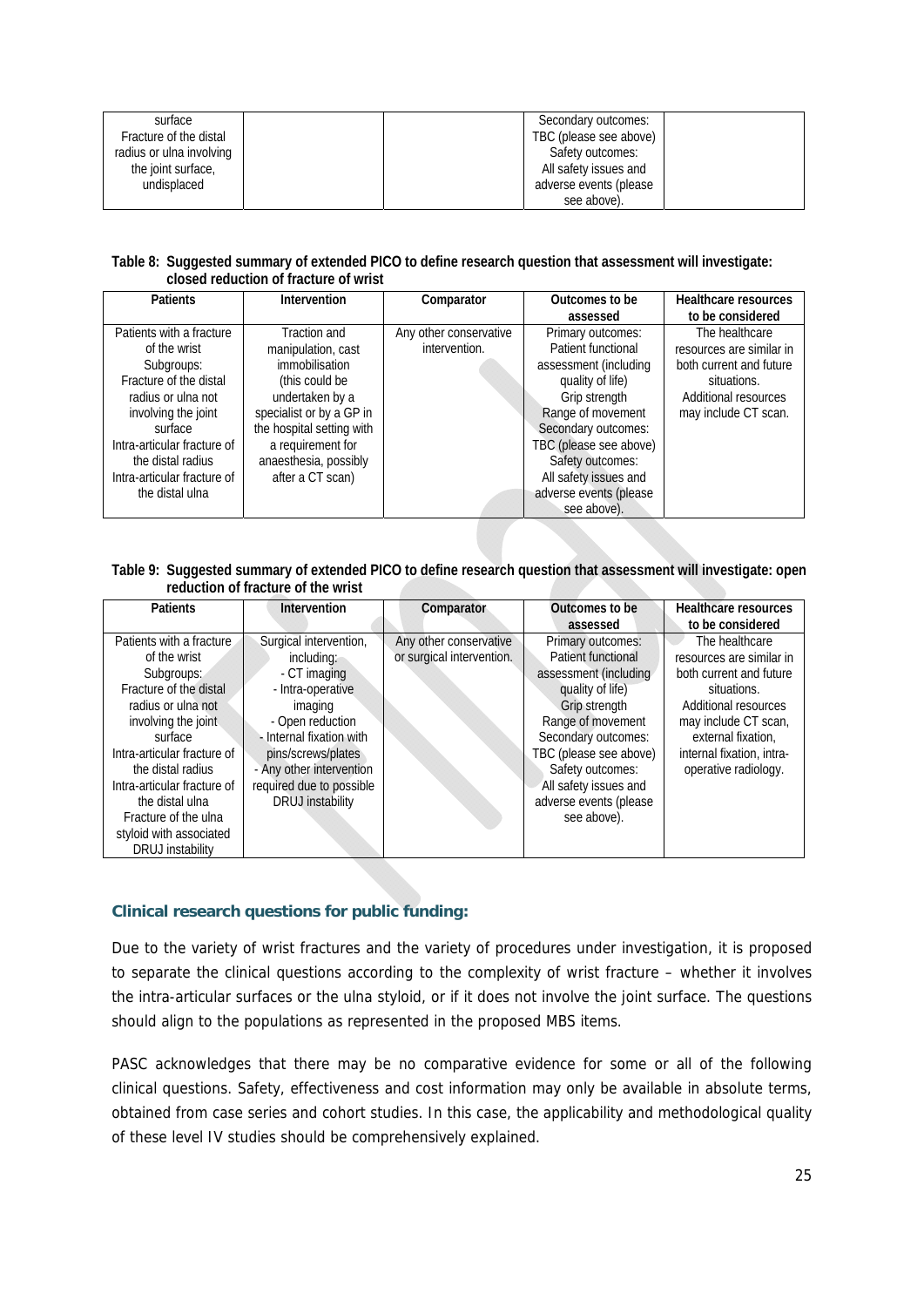| surface Fracture of the distal radius or ulna involving the joint surface, undisplaced | | | Secondary outcomes: TBC (please see above) Safety outcomes: All safety issues and adverse events (please see above). | |
|---|---|---|---|---|

**Table 8: Suggested summary of extended PICO to define research question that assessment will investigate: closed reduction of fracture of wrist**

| Patients | Intervention | Comparator | Outcomes to be assessed | Healthcare resources to be considered |
|---|---|---|---|---|
| Patients with a fracture of the wrist<br>Subgroups:<br>Fracture of the distal radius or ulna not involving the joint surface<br>Intra-articular fracture of the distal radius<br>Intra-articular fracture of the distal ulna | Traction and manipulation, cast immobilisation (this could be undertaken by a specialist or by a GP in the hospital setting with a requirement for anaesthesia, possibly after a CT scan) | Any other conservative intervention. | Primary outcomes:<br>Patient functional assessment (including quality of life)<br>Grip strength<br>Range of movement<br>Secondary outcomes:<br>TBC (please see above)<br>Safety outcomes:<br>All safety issues and adverse events (please see above). | The healthcare resources are similar in both current and future situations.<br>Additional resources may include CT scan. |

**Table 9: Suggested summary of extended PICO to define research question that assessment will investigate: open reduction of fracture of the wrist**

| Patients | Intervention | Comparator | Outcomes to be assessed | Healthcare resources to be considered |
|---|---|---|---|---|
| Patients with a fracture of the wrist<br>Subgroups:<br>Fracture of the distal radius or ulna not involving the joint surface<br>Intra-articular fracture of the distal radius<br>Intra-articular fracture of the distal ulna<br>Fracture of the ulna styloid with associated DRUJ instability | Surgical intervention, including:<br>- CT imaging<br>- Intra-operative imaging<br>- Open reduction<br>- Internal fixation with pins/screws/plates<br>- Any other intervention required due to possible DRUJ instability | Any other conservative or surgical intervention. | Primary outcomes:<br>Patient functional assessment (including quality of life)<br>Grip strength<br>Range of movement<br>Secondary outcomes:<br>TBC (please see above)<br>Safety outcomes:<br>All safety issues and adverse events (please see above). | The healthcare resources are similar in both current and future situations.<br>Additional resources may include CT scan, external fixation, internal fixation, intra-operative radiology. |

### Clinical research questions for public funding:

Due to the variety of wrist fractures and the variety of procedures under investigation, it is proposed to separate the clinical questions according to the complexity of wrist fracture – whether it involves the intra-articular surfaces or the ulna styloid, or if it does not involve the joint surface. The questions should align to the populations as represented in the proposed MBS items.

PASC acknowledges that there may be no comparative evidence for some or all of the following clinical questions. Safety, effectiveness and cost information may only be available in absolute terms, obtained from case series and cohort studies. In this case, the applicability and methodological quality of these level IV studies should be comprehensively explained.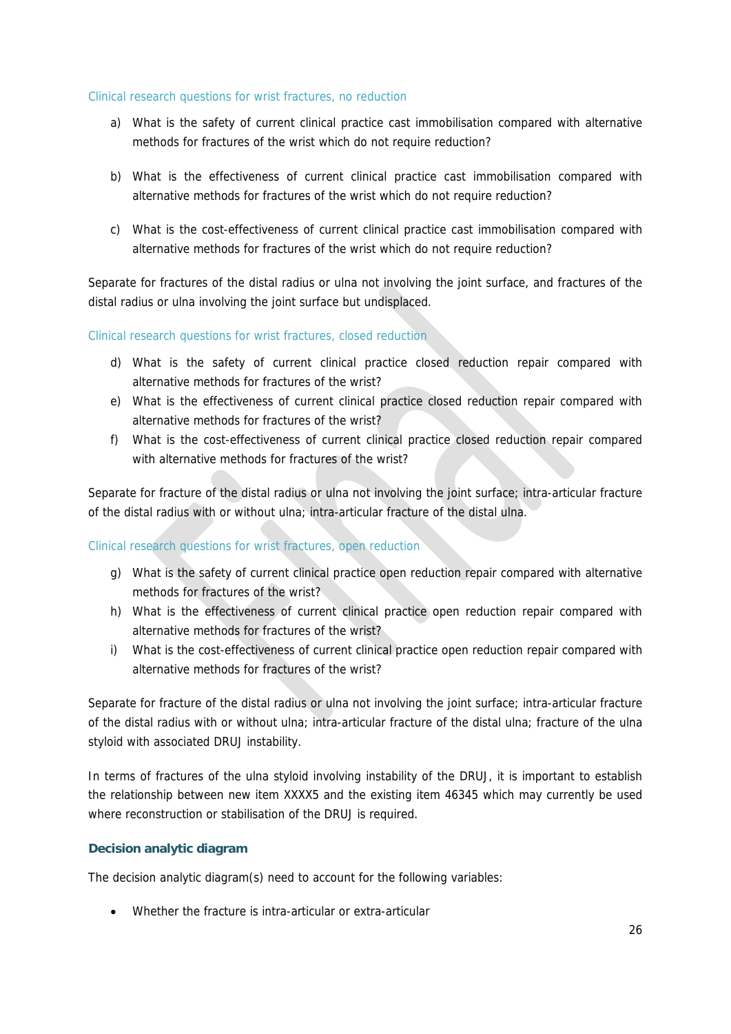### Clinical research questions for wrist fractures, no reduction

a) What is the safety of current clinical practice cast immobilisation compared with alternative methods for fractures of the wrist which do not require reduction?

b) What is the effectiveness of current clinical practice cast immobilisation compared with alternative methods for fractures of the wrist which do not require reduction?

c) What is the cost-effectiveness of current clinical practice cast immobilisation compared with alternative methods for fractures of the wrist which do not require reduction?

Separate for fractures of the distal radius or ulna not involving the joint surface, and fractures of the distal radius or ulna involving the joint surface but undisplaced.

### Clinical research questions for wrist fractures, closed reduction

d) What is the safety of current clinical practice closed reduction repair compared with alternative methods for fractures of the wrist?
e) What is the effectiveness of current clinical practice closed reduction repair compared with alternative methods for fractures of the wrist?
f) What is the cost-effectiveness of current clinical practice closed reduction repair compared with alternative methods for fractures of the wrist?

Separate for fracture of the distal radius or ulna not involving the joint surface; intra-articular fracture of the distal radius with or without ulna; intra-articular fracture of the distal ulna.

### Clinical research questions for wrist fractures, open reduction

g) What is the safety of current clinical practice open reduction repair compared with alternative methods for fractures of the wrist?
h) What is the effectiveness of current clinical practice open reduction repair compared with alternative methods for fractures of the wrist?
i) What is the cost-effectiveness of current clinical practice open reduction repair compared with alternative methods for fractures of the wrist?

Separate for fracture of the distal radius or ulna not involving the joint surface; intra-articular fracture of the distal radius with or without ulna; intra-articular fracture of the distal ulna; fracture of the ulna styloid with associated DRUJ instability.

In terms of fractures of the ulna styloid involving instability of the DRUJ, it is important to establish the relationship between new item XXXX5 and the existing item 46345 which may currently be used where reconstruction or stabilisation of the DRUJ is required.

## Decision analytic diagram

The decision analytic diagram(s) need to account for the following variables:

- Whether the fracture is intra-articular or extra-articular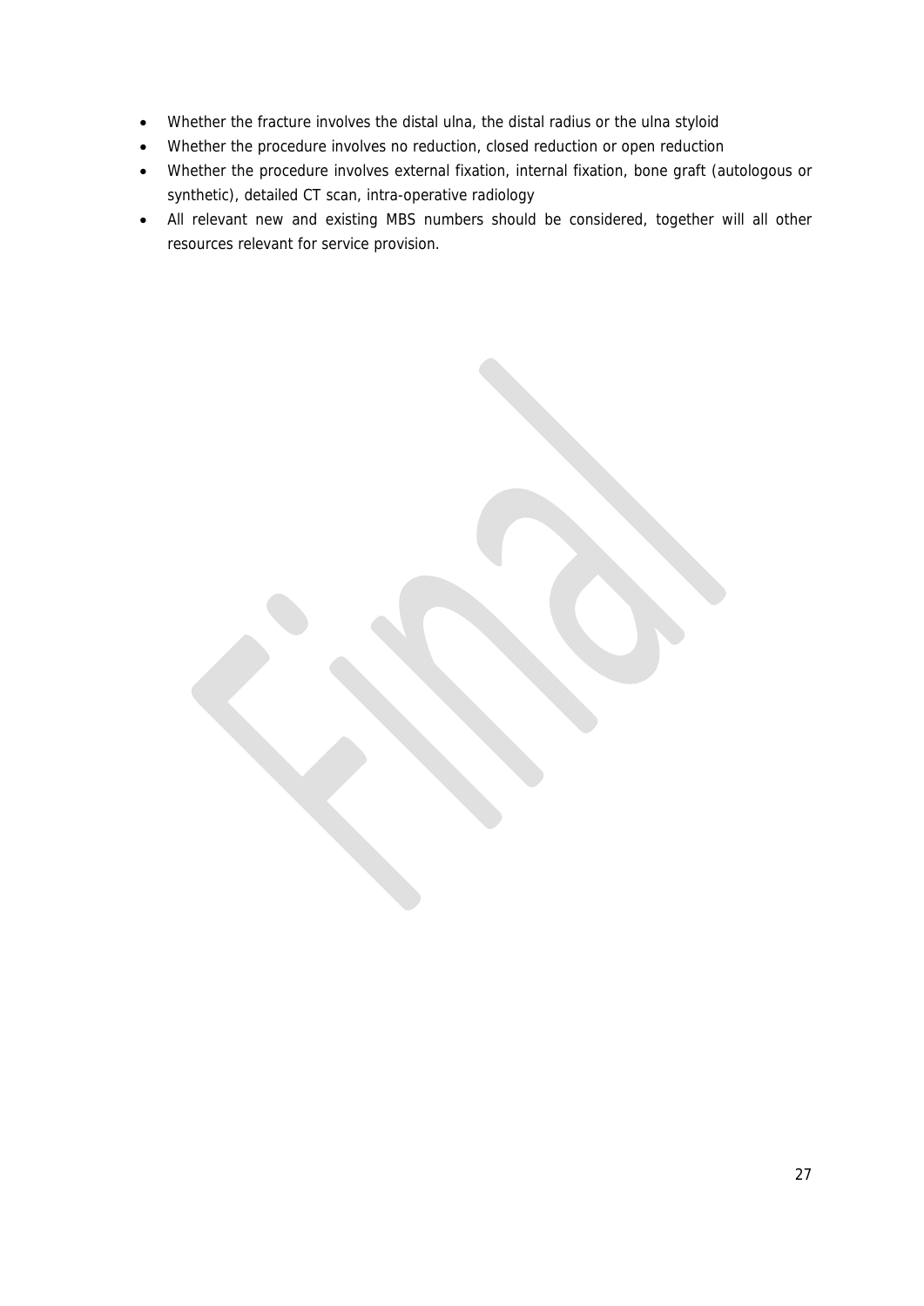- Whether the fracture involves the distal ulna, the distal radius or the ulna styloid
- Whether the procedure involves no reduction, closed reduction or open reduction
- Whether the procedure involves external fixation, internal fixation, bone graft (autologous or synthetic), detailed CT scan, intra-operative radiology
- All relevant new and existing MBS numbers should be considered, together will all other resources relevant for service provision.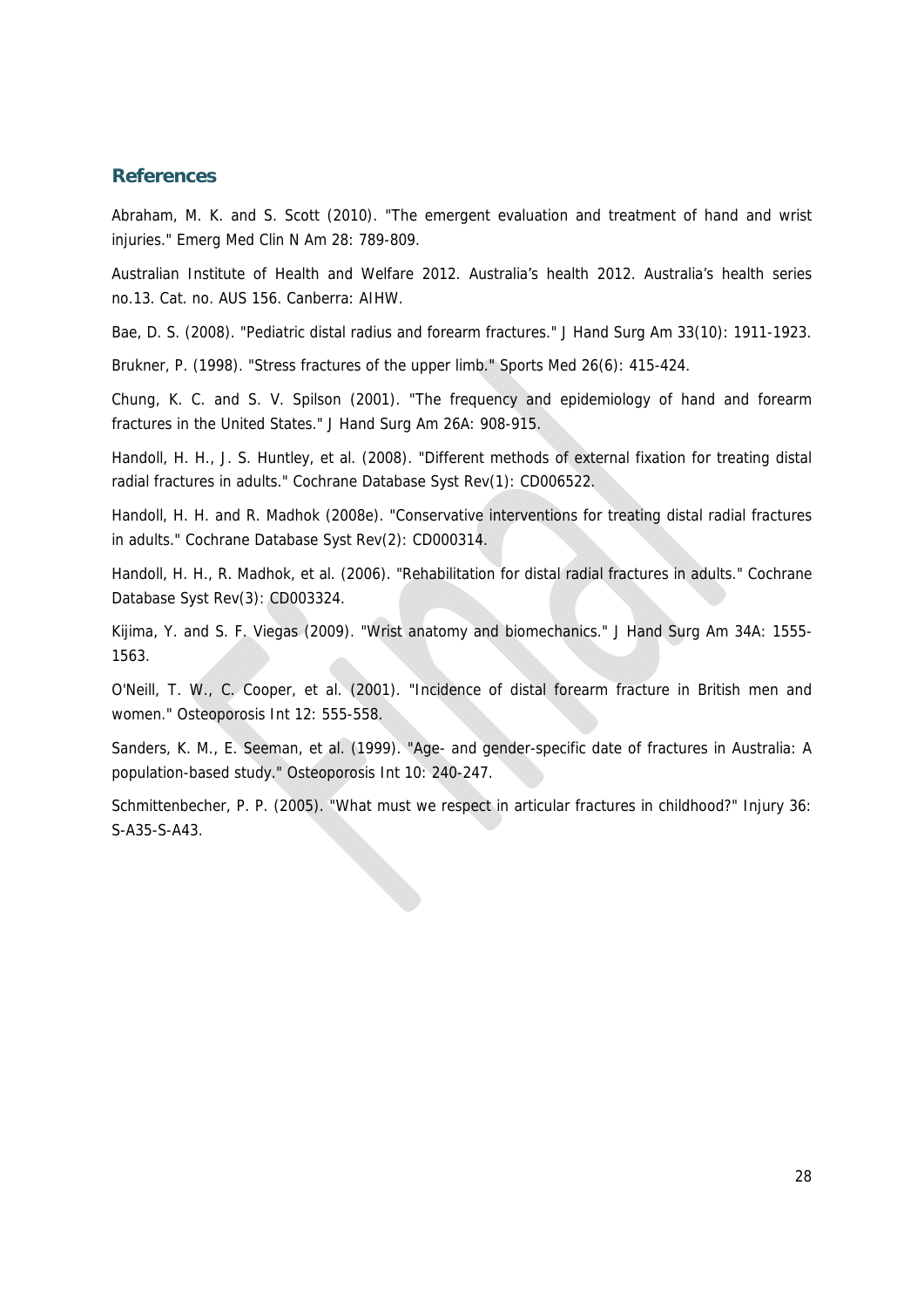## References

Abraham, M. K. and S. Scott (2010). "The emergent evaluation and treatment of hand and wrist injuries." Emerg Med Clin N Am 28: 789-809.

Australian Institute of Health and Welfare 2012. Australia's health 2012. Australia's health series no.13. Cat. no. AUS 156. Canberra: AIHW.

Bae, D. S. (2008). "Pediatric distal radius and forearm fractures." J Hand Surg Am 33(10): 1911-1923.

Brukner, P. (1998). "Stress fractures of the upper limb." Sports Med 26(6): 415-424.

Chung, K. C. and S. V. Spilson (2001). "The frequency and epidemiology of hand and forearm fractures in the United States." J Hand Surg Am 26A: 908-915.

Handoll, H. H., J. S. Huntley, et al. (2008). "Different methods of external fixation for treating distal radial fractures in adults." Cochrane Database Syst Rev(1): CD006522.

Handoll, H. H. and R. Madhok (2008e). "Conservative interventions for treating distal radial fractures in adults." Cochrane Database Syst Rev(2): CD000314.

Handoll, H. H., R. Madhok, et al. (2006). "Rehabilitation for distal radial fractures in adults." Cochrane Database Syst Rev(3): CD003324.

Kijima, Y. and S. F. Viegas (2009). "Wrist anatomy and biomechanics." J Hand Surg Am 34A: 1555-1563.

O'Neill, T. W., C. Cooper, et al. (2001). "Incidence of distal forearm fracture in British men and women." Osteoporosis Int 12: 555-558.

Sanders, K. M., E. Seeman, et al. (1999). "Age- and gender-specific date of fractures in Australia: A population-based study." Osteoporosis Int 10: 240-247.

Schmittenbecher, P. P. (2005). "What must we respect in articular fractures in childhood?" Injury 36: S-A35-S-A43.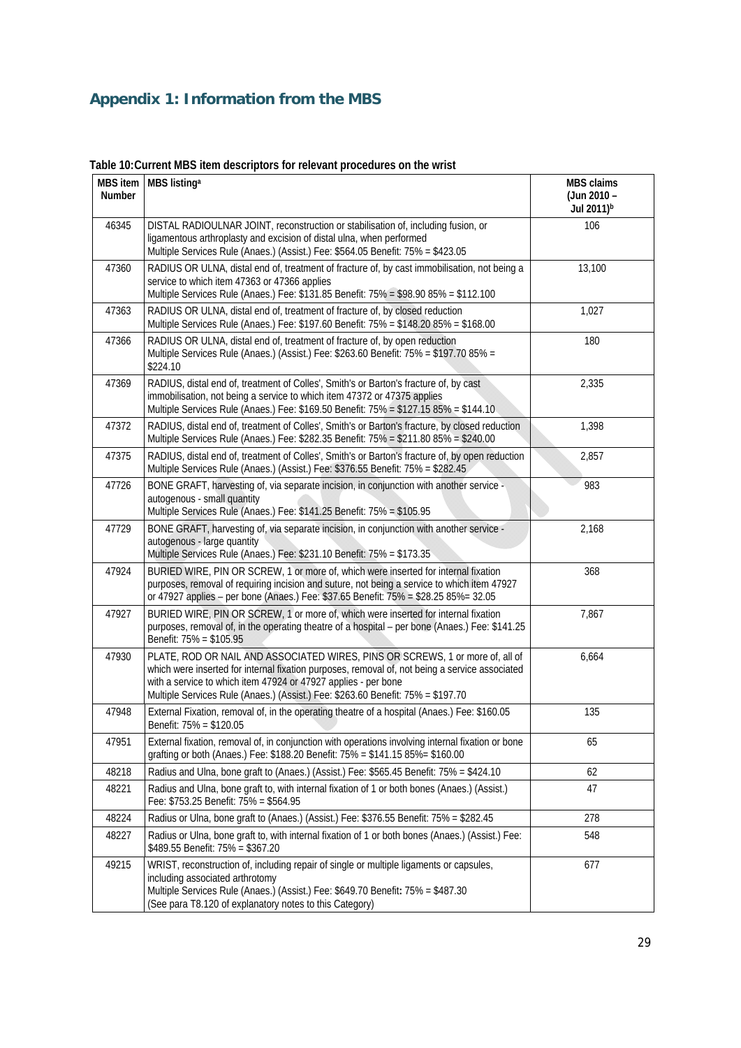## Appendix 1: Information from the MBS

**Table 10: Current MBS item descriptors for relevant procedures on the wrist**

| MBS item Number | MBS listing[a] | MBS claims (Jun 2010 – Jul 2011)[b] |
|---|---|---|
| 46345 | DISTAL RADIOULNAR JOINT, reconstruction or stabilisation of, including fusion, or ligamentous arthroplasty and excision of distal ulna, when performed<br>Multiple Services Rule (Anaes.) (Assist.) Fee: $564.05 Benefit: 75% = $423.05 | 106 |
| 47360 | RADIUS OR ULNA, distal end of, treatment of fracture of, by cast immobilisation, not being a service to which item 47363 or 47366 applies<br>Multiple Services Rule (Anaes.) Fee: $131.85 Benefit: 75% = $98.90 85% = $112.100 | 13,100 |
| 47363 | RADIUS OR ULNA, distal end of, treatment of fracture of, by closed reduction<br>Multiple Services Rule (Anaes.) Fee: $197.60 Benefit: 75% = $148.20 85% = $168.00 | 1,027 |
| 47366 | RADIUS OR ULNA, distal end of, treatment of fracture of, by open reduction<br>Multiple Services Rule (Anaes.) (Assist.) Fee: $263.60 Benefit: 75% = $197.70 85% = $224.10 | 180 |
| 47369 | RADIUS, distal end of, treatment of Colles', Smith's or Barton's fracture of, by cast immobilisation, not being a service to which item 47372 or 47375 applies<br>Multiple Services Rule (Anaes.) Fee: $169.50 Benefit: 75% = $127.15 85% = $144.10 | 2,335 |
| 47372 | RADIUS, distal end of, treatment of Colles', Smith's or Barton's fracture, by closed reduction<br>Multiple Services Rule (Anaes.) Fee: $282.35 Benefit: 75% = $211.80 85% = $240.00 | 1,398 |
| 47375 | RADIUS, distal end of, treatment of Colles', Smith's or Barton's fracture of, by open reduction<br>Multiple Services Rule (Anaes.) (Assist.) Fee: $376.55 Benefit: 75% = $282.45 | 2,857 |
| 47726 | BONE GRAFT, harvesting of, via separate incision, in conjunction with another service - autogenous - small quantity<br>Multiple Services Rule (Anaes.) Fee: $141.25 Benefit: 75% = $105.95 | 983 |
| 47729 | BONE GRAFT, harvesting of, via separate incision, in conjunction with another service - autogenous - large quantity<br>Multiple Services Rule (Anaes.) Fee: $231.10 Benefit: 75% = $173.35 | 2,168 |
| 47924 | BURIED WIRE, PIN OR SCREW, 1 or more of, which were inserted for internal fixation purposes, removal of requiring incision and suture, not being a service to which item 47927 or 47927 applies – per bone (Anaes.) Fee: $37.65 Benefit: 75% = $28.25 85%= 32.05 | 368 |
| 47927 | BURIED WIRE, PIN OR SCREW, 1 or more of, which were inserted for internal fixation purposes, removal of, in the operating theatre of a hospital – per bone (Anaes.) Fee: $141.25 Benefit: 75% = $105.95 | 7,867 |
| 47930 | PLATE, ROD OR NAIL AND ASSOCIATED WIRES, PINS OR SCREWS, 1 or more of, all of which were inserted for internal fixation purposes, removal of, not being a service associated with a service to which item 47924 or 47927 applies - per bone<br>Multiple Services Rule (Anaes.) (Assist.) Fee: $263.60 Benefit: 75% = $197.70 | 6,664 |
| 47948 | External Fixation, removal of, in the operating theatre of a hospital (Anaes.) Fee: $160.05 Benefit: 75% = $120.05 | 135 |
| 47951 | External fixation, removal of, in conjunction with operations involving internal fixation or bone grafting or both (Anaes.) Fee: $188.20 Benefit: 75% = $141.15 85%= $160.00 | 65 |
| 48218 | Radius and Ulna, bone graft to (Anaes.) (Assist.) Fee: $565.45 Benefit: 75% = $424.10 | 62 |
| 48221 | Radius and Ulna, bone graft to, with internal fixation of 1 or both bones (Anaes.) (Assist.) Fee: $753.25 Benefit: 75% = $564.95 | 47 |
| 48224 | Radius or Ulna, bone graft to (Anaes.) (Assist.) Fee: $376.55 Benefit: 75% = $282.45 | 278 |
| 48227 | Radius or Ulna, bone graft to, with internal fixation of 1 or both bones (Anaes.) (Assist.) Fee: $489.55 Benefit: 75% = $367.20 | 548 |
| 49215 | WRIST, reconstruction of, including repair of single or multiple ligaments or capsules, including associated arthrotomy<br>Multiple Services Rule (Anaes.) (Assist.) Fee: $649.70 Benefit: 75% = $487.30<br>(See para T8.120 of explanatory notes to this Category) | 677 |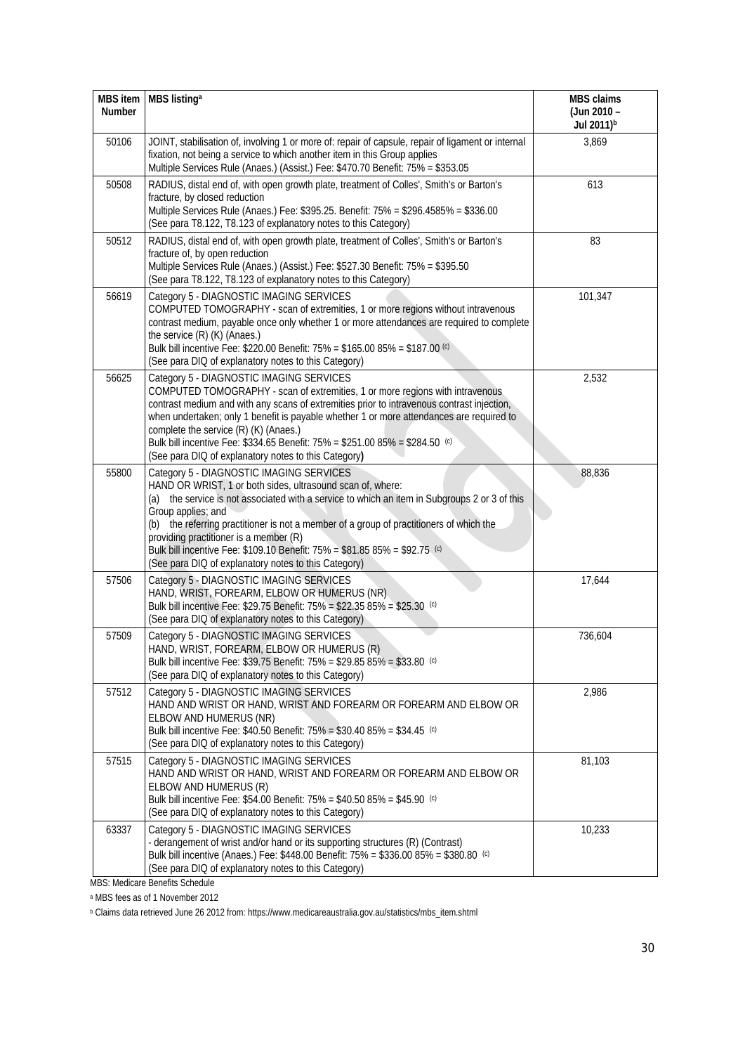| MBS item Number | MBS listing[a] | MBS claims (Jun 2010 – Jul 2011)[b] |
|---|---|---|
| 50106 | JOINT, stabilisation of, involving 1 or more of: repair of capsule, repair of ligament or internal fixation, not being a service to which another item in this Group applies<br>Multiple Services Rule (Anaes.) (Assist.) Fee: $470.70 Benefit: 75% = $353.05 | 3,869 |
| 50508 | RADIUS, distal end of, with open growth plate, treatment of Colles', Smith's or Barton's fracture, by closed reduction<br>Multiple Services Rule (Anaes.) Fee: $395.25. Benefit: 75% = $296.4585% = $336.00<br>(See para T8.122, T8.123 of explanatory notes to this Category) | 613 |
| 50512 | RADIUS, distal end of, with open growth plate, treatment of Colles', Smith's or Barton's fracture of, by open reduction<br>Multiple Services Rule (Anaes.) (Assist.) Fee: $527.30 Benefit: 75% = $395.50<br>(See para T8.122, T8.123 of explanatory notes to this Category) | 83 |
| 56619 | Category 5 - DIAGNOSTIC IMAGING SERVICES<br>COMPUTED TOMOGRAPHY - scan of extremities, 1 or more regions without intravenous contrast medium, payable once only whether 1 or more attendances are required to complete the service (R) (K) (Anaes.)<br>Bulk bill incentive Fee: $220.00 Benefit: 75% = $165.00 85% = $187.00 [(c)]<br>(See para DIQ of explanatory notes to this Category) | 101,347 |
| 56625 | Category 5 - DIAGNOSTIC IMAGING SERVICES<br>COMPUTED TOMOGRAPHY - scan of extremities, 1 or more regions with intravenous contrast medium and with any scans of extremities prior to intravenous contrast injection, when undertaken; only 1 benefit is payable whether 1 or more attendances are required to complete the service (R) (K) (Anaes.)<br>Bulk bill incentive Fee: $334.65 Benefit: 75% = $251.00 85% = $284.50 [(c)]<br>(See para DIQ of explanatory notes to this Category) | 2,532 |
| 55800 | Category 5 - DIAGNOSTIC IMAGING SERVICES<br>HAND OR WRIST, 1 or both sides, ultrasound scan of, where:<br>(a) the service is not associated with a service to which an item in Subgroups 2 or 3 of this Group applies; and<br>(b) the referring practitioner is not a member of a group of practitioners of which the providing practitioner is a member (R)<br>Bulk bill incentive Fee: $109.10 Benefit: 75% = $81.85 85% = $92.75 [(c)]<br>(See para DIQ of explanatory notes to this Category) | 88,836 |
| 57506 | Category 5 - DIAGNOSTIC IMAGING SERVICES<br>HAND, WRIST, FOREARM, ELBOW OR HUMERUS (NR)<br>Bulk bill incentive Fee: $29.75 Benefit: 75% = $22.35 85% = $25.30 [(c)]<br>(See para DIQ of explanatory notes to this Category) | 17,644 |
| 57509 | Category 5 - DIAGNOSTIC IMAGING SERVICES<br>HAND, WRIST, FOREARM, ELBOW OR HUMERUS (R)<br>Bulk bill incentive Fee: $39.75 Benefit: 75% = $29.85 85% = $33.80 [(c)]<br>(See para DIQ of explanatory notes to this Category) | 736,604 |
| 57512 | Category 5 - DIAGNOSTIC IMAGING SERVICES<br>HAND AND WRIST OR HAND, WRIST AND FOREARM OR FOREARM AND ELBOW OR ELBOW AND HUMERUS (NR)<br>Bulk bill incentive Fee: $40.50 Benefit: 75% = $30.40 85% = $34.45 [(c)]<br>(See para DIQ of explanatory notes to this Category) | 2,986 |
| 57515 | Category 5 - DIAGNOSTIC IMAGING SERVICES<br>HAND AND WRIST OR HAND, WRIST AND FOREARM OR FOREARM AND ELBOW OR ELBOW AND HUMERUS (R)<br>Bulk bill incentive Fee: $54.00 Benefit: 75% = $40.50 85% = $45.90 [(c)]<br>(See para DIQ of explanatory notes to this Category) | 81,103 |
| 63337 | Category 5 - DIAGNOSTIC IMAGING SERVICES<br>- derangement of wrist and/or hand or its supporting structures (R) (Contrast)<br>Bulk bill incentive (Anaes.) Fee: $448.00 Benefit: 75% = $336.00 85% = $380.80 [(c)]<br>(See para DIQ of explanatory notes to this Category) | 10,233 |

MBS: Medicare Benefits Schedule

[a] MBS fees as of 1 November 2012

[b] Claims data retrieved June 26 2012 from: https://www.medicareaustralia.gov.au/statistics/mbs_item.shtml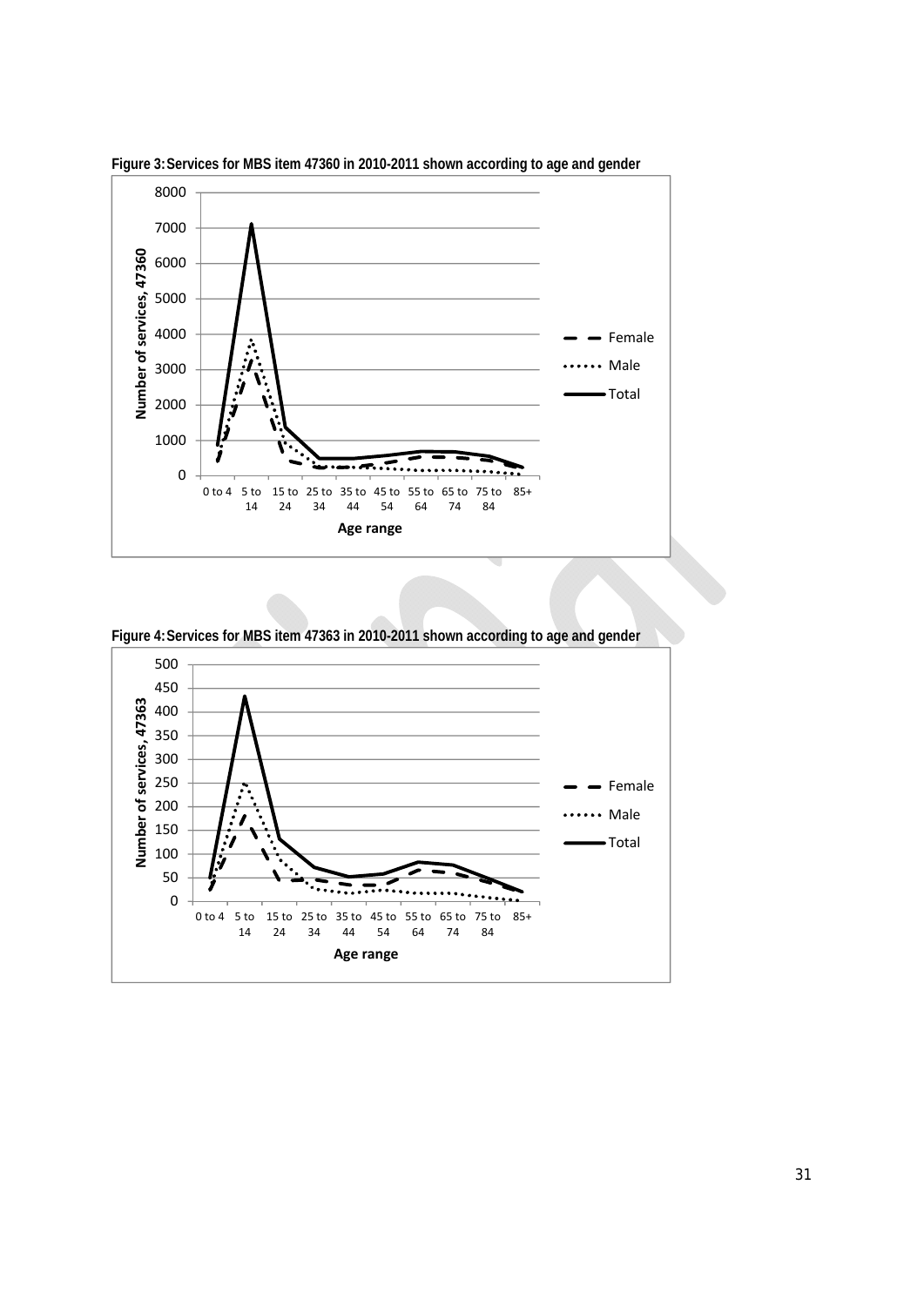**Figure 3: Services for MBS item 47360 in 2010-2011 shown according to age and gender**

**Figure 4: Services for MBS item 47363 in 2010-2011 shown according to age and gender**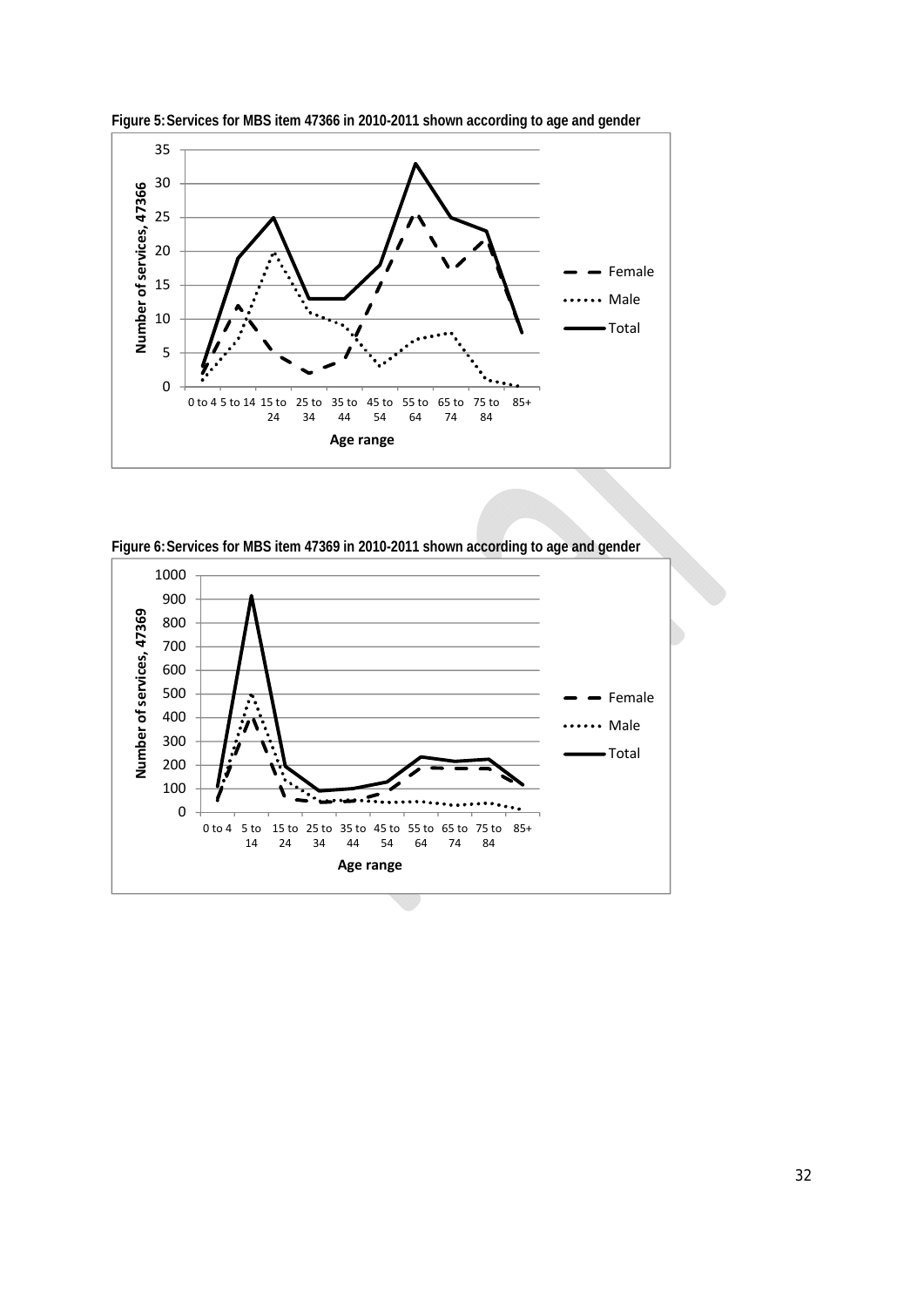**Figure 5: Services for MBS item 47366 in 2010-2011 shown according to age and gender**

**Figure 6: Services for MBS item 47369 in 2010-2011 shown according to age and gender**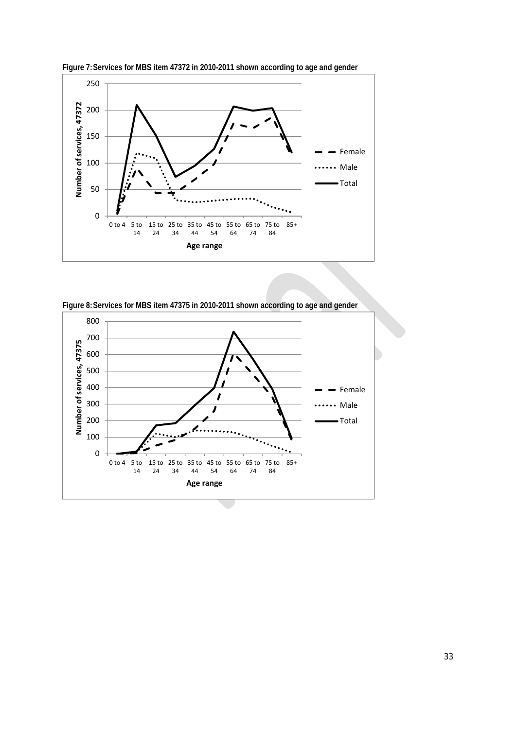**Figure 7: Services for MBS item 47372 in 2010-2011 shown according to age and gender**

**Figure 8: Services for MBS item 47375 in 2010-2011 shown according to age and gender**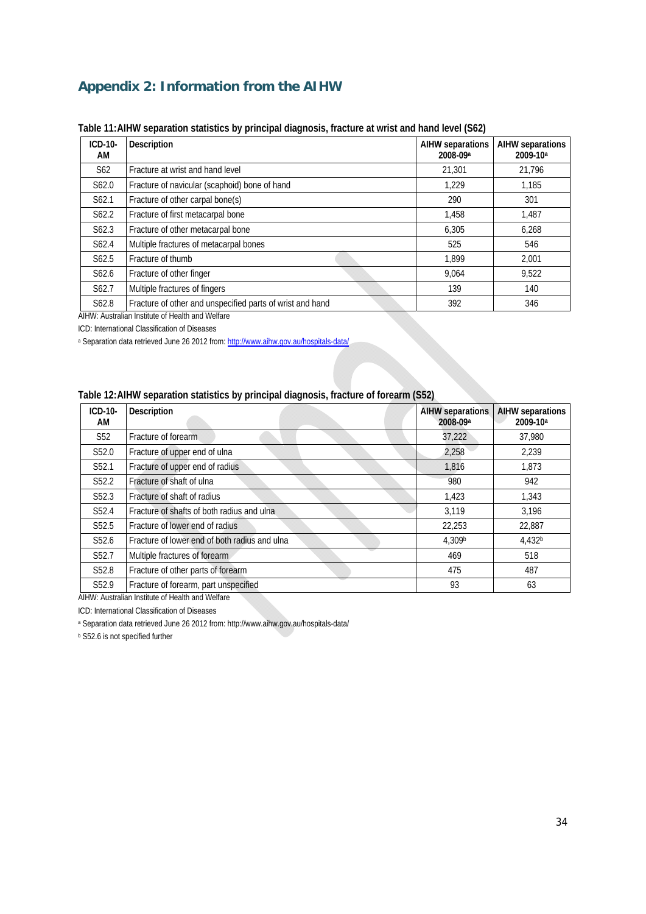## Appendix 2: Information from the AIHW

**Table 11: AIHW separation statistics by principal diagnosis, fracture at wrist and hand level (S62)**

| ICD-10-AM | Description | AIHW separations 2008-09[a] | AIHW separations 2009-10[a] |
|---|---|---|---|
| S62 | Fracture at wrist and hand level | 21,301 | 21,796 |
| S62.0 | Fracture of navicular (scaphoid) bone of hand | 1,229 | 1,185 |
| S62.1 | Fracture of other carpal bone(s) | 290 | 301 |
| S62.2 | Fracture of first metacarpal bone | 1,458 | 1,487 |
| S62.3 | Fracture of other metacarpal bone | 6,305 | 6,268 |
| S62.4 | Multiple fractures of metacarpal bones | 525 | 546 |
| S62.5 | Fracture of thumb | 1,899 | 2,001 |
| S62.6 | Fracture of other finger | 9,064 | 9,522 |
| S62.7 | Multiple fractures of fingers | 139 | 140 |
| S62.8 | Fracture of other and unspecified parts of wrist and hand | 392 | 346 |

AIHW: Australian Institute of Health and Welfare

ICD: International Classification of Diseases

[a] Separation data retrieved June 26 2012 from: http://www.aihw.gov.au/hospitals-data/

**Table 12: AIHW separation statistics by principal diagnosis, fracture of forearm (S52)**

| ICD-10-AM | Description | AIHW separations 2008-09[a] | AIHW separations 2009-10[a] |
|---|---|---|---|
| S52 | Fracture of forearm | 37,222 | 37,980 |
| S52.0 | Fracture of upper end of ulna | 2,258 | 2,239 |
| S52.1 | Fracture of upper end of radius | 1,816 | 1,873 |
| S52.2 | Fracture of shaft of ulna | 980 | 942 |
| S52.3 | Fracture of shaft of radius | 1,423 | 1,343 |
| S52.4 | Fracture of shafts of both radius and ulna | 3,119 | 3,196 |
| S52.5 | Fracture of lower end of radius | 22,253 | 22,887 |
| S52.6 | Fracture of lower end of both radius and ulna | 4,309[b] | 4,432[b] |
| S52.7 | Multiple fractures of forearm | 469 | 518 |
| S52.8 | Fracture of other parts of forearm | 475 | 487 |
| S52.9 | Fracture of forearm, part unspecified | 93 | 63 |

AIHW: Australian Institute of Health and Welfare

ICD: International Classification of Diseases

[a] Separation data retrieved June 26 2012 from: http://www.aihw.gov.au/hospitals-data/

[b] S52.6 is not specified further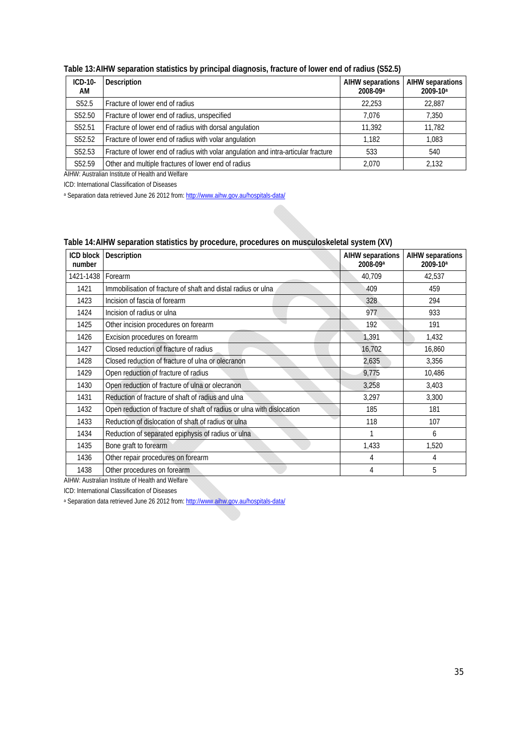**Table 13: AIHW separation statistics by principal diagnosis, fracture of lower end of radius (S52.5)**

| ICD-10-AM | Description | AIHW separations 2008-09[a] | AIHW separations 2009-10[a] |
|---|---|---|---|
| S52.5 | Fracture of lower end of radius | 22,253 | 22,887 |
| S52.50 | Fracture of lower end of radius, unspecified | 7,076 | 7,350 |
| S52.51 | Fracture of lower end of radius with dorsal angulation | 11,392 | 11,782 |
| S52.52 | Fracture of lower end of radius with volar angulation | 1,182 | 1,083 |
| S52.53 | Fracture of lower end of radius with volar angulation and intra-articular fracture | 533 | 540 |
| S52.59 | Other and multiple fractures of lower end of radius | 2,070 | 2,132 |

AIHW: Australian Institute of Health and Welfare

ICD: International Classification of Diseases

[a] Separation data retrieved June 26 2012 from: http://www.aihw.gov.au/hospitals-data/

**Table 14: AIHW separation statistics by procedure, procedures on musculoskeletal system (XV)**

| ICD block number | Description | AIHW separations 2008-09[a] | AIHW separations 2009-10[a] |
|---|---|---|---|
| 1421-1438 | Forearm | 40,709 | 42,537 |
| 1421 | Immobilisation of fracture of shaft and distal radius or ulna | 409 | 459 |
| 1423 | Incision of fascia of forearm | 328 | 294 |
| 1424 | Incision of radius or ulna | 977 | 933 |
| 1425 | Other incision procedures on forearm | 192 | 191 |
| 1426 | Excision procedures on forearm | 1,391 | 1,432 |
| 1427 | Closed reduction of fracture of radius | 16,702 | 16,860 |
| 1428 | Closed reduction of fracture of ulna or olecranon | 2,635 | 3,356 |
| 1429 | Open reduction of fracture of radius | 9,775 | 10,486 |
| 1430 | Open reduction of fracture of ulna or olecranon | 3,258 | 3,403 |
| 1431 | Reduction of fracture of shaft of radius and ulna | 3,297 | 3,300 |
| 1432 | Open reduction of fracture of shaft of radius or ulna with dislocation | 185 | 181 |
| 1433 | Reduction of dislocation of shaft of radius or ulna | 118 | 107 |
| 1434 | Reduction of separated epiphysis of radius or ulna | 1 | 6 |
| 1435 | Bone graft to forearm | 1,433 | 1,520 |
| 1436 | Other repair procedures on forearm | 4 | 4 |
| 1438 | Other procedures on forearm | 4 | 5 |

AIHW: Australian Institute of Health and Welfare

ICD: International Classification of Diseases

[a] Separation data retrieved June 26 2012 from: http://www.aihw.gov.au/hospitals-data/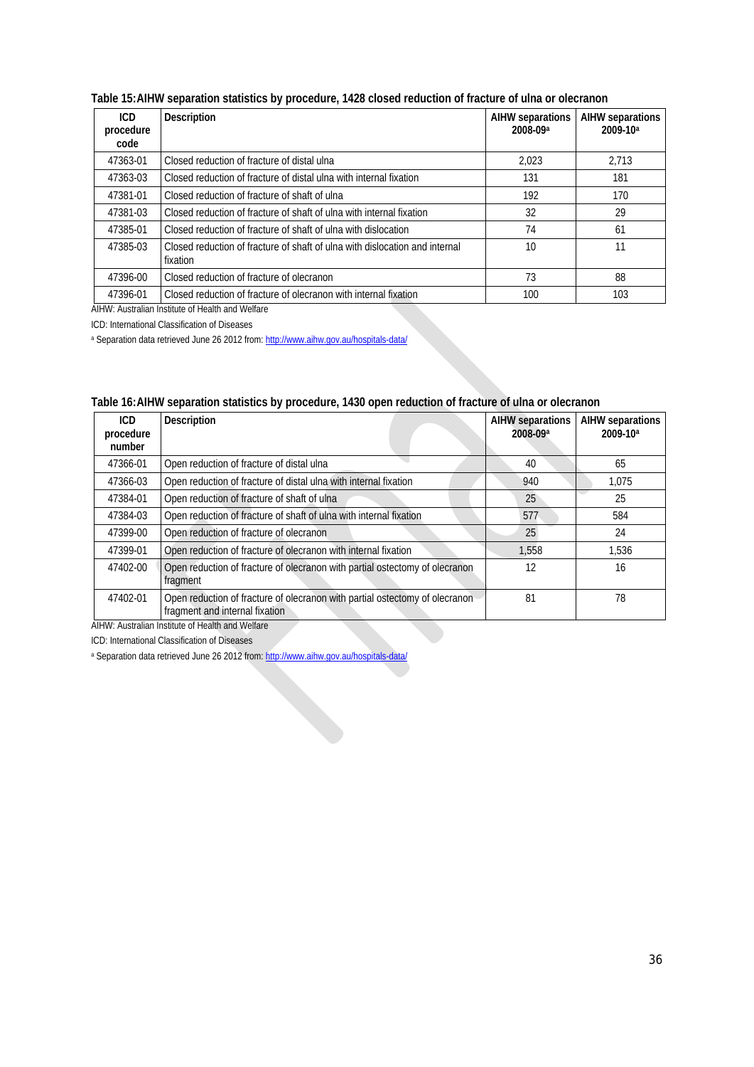**Table 15: AIHW separation statistics by procedure, 1428 closed reduction of fracture of ulna or olecranon**

| ICD procedure code | Description | AIHW separations 2008-09[a] | AIHW separations 2009-10[a] |
|---|---|---|---|
| 47363-01 | Closed reduction of fracture of distal ulna | 2,023 | 2,713 |
| 47363-03 | Closed reduction of fracture of distal ulna with internal fixation | 131 | 181 |
| 47381-01 | Closed reduction of fracture of shaft of ulna | 192 | 170 |
| 47381-03 | Closed reduction of fracture of shaft of ulna with internal fixation | 32 | 29 |
| 47385-01 | Closed reduction of fracture of shaft of ulna with dislocation | 74 | 61 |
| 47385-03 | Closed reduction of fracture of shaft of ulna with dislocation and internal fixation | 10 | 11 |
| 47396-00 | Closed reduction of fracture of olecranon | 73 | 88 |
| 47396-01 | Closed reduction of fracture of olecranon with internal fixation | 100 | 103 |

AIHW: Australian Institute of Health and Welfare

ICD: International Classification of Diseases

[a] Separation data retrieved June 26 2012 from: http://www.aihw.gov.au/hospitals-data/

**Table 16: AIHW separation statistics by procedure, 1430 open reduction of fracture of ulna or olecranon**

| ICD procedure number | Description | AIHW separations 2008-09[a] | AIHW separations 2009-10[a] |
|---|---|---|---|
| 47366-01 | Open reduction of fracture of distal ulna | 40 | 65 |
| 47366-03 | Open reduction of fracture of distal ulna with internal fixation | 940 | 1,075 |
| 47384-01 | Open reduction of fracture of shaft of ulna | 25 | 25 |
| 47384-03 | Open reduction of fracture of shaft of ulna with internal fixation | 577 | 584 |
| 47399-00 | Open reduction of fracture of olecranon | 25 | 24 |
| 47399-01 | Open reduction of fracture of olecranon with internal fixation | 1,558 | 1,536 |
| 47402-00 | Open reduction of fracture of olecranon with partial ostectomy of olecranon fragment | 12 | 16 |
| 47402-01 | Open reduction of fracture of olecranon with partial ostectomy of olecranon fragment and internal fixation | 81 | 78 |

AIHW: Australian Institute of Health and Welfare

ICD: International Classification of Diseases

[a] Separation data retrieved June 26 2012 from: http://www.aihw.gov.au/hospitals-data/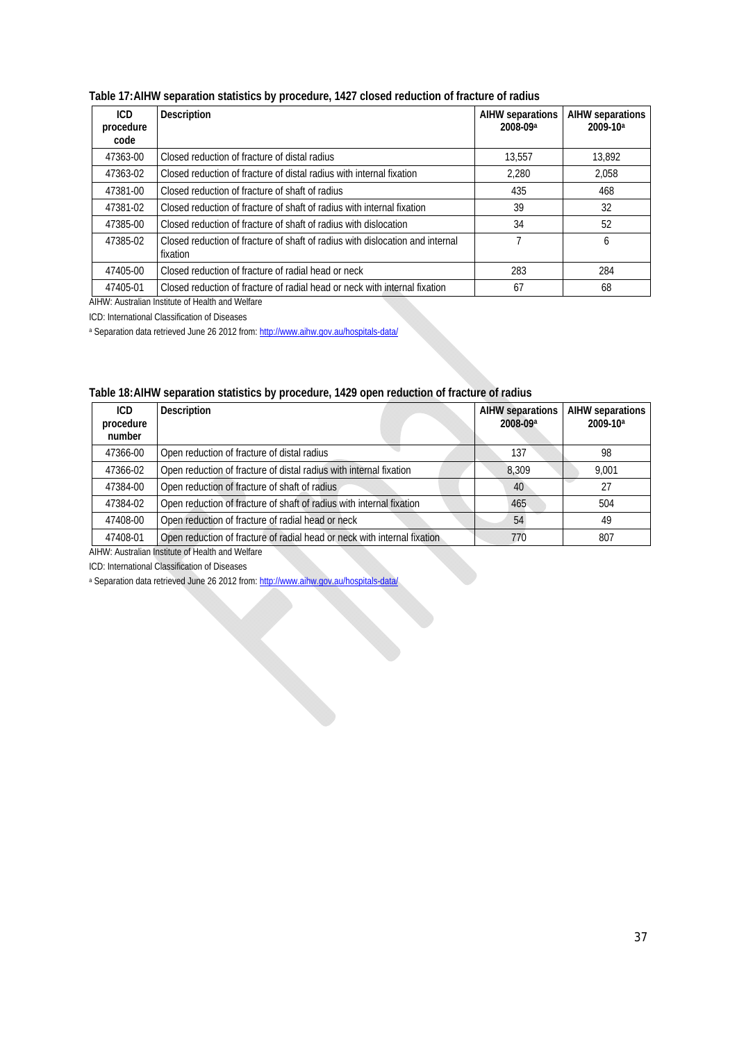**Table 17: AIHW separation statistics by procedure, 1427 closed reduction of fracture of radius**

| ICD procedure code | Description | AIHW separations 2008-09[a] | AIHW separations 2009-10[a] |
|---|---|---|---|
| 47363-00 | Closed reduction of fracture of distal radius | 13,557 | 13,892 |
| 47363-02 | Closed reduction of fracture of distal radius with internal fixation | 2,280 | 2,058 |
| 47381-00 | Closed reduction of fracture of shaft of radius | 435 | 468 |
| 47381-02 | Closed reduction of fracture of shaft of radius with internal fixation | 39 | 32 |
| 47385-00 | Closed reduction of fracture of shaft of radius with dislocation | 34 | 52 |
| 47385-02 | Closed reduction of fracture of shaft of radius with dislocation and internal fixation | 7 | 6 |
| 47405-00 | Closed reduction of fracture of radial head or neck | 283 | 284 |
| 47405-01 | Closed reduction of fracture of radial head or neck with internal fixation | 67 | 68 |

AIHW: Australian Institute of Health and Welfare

ICD: International Classification of Diseases

[a] Separation data retrieved June 26 2012 from: http://www.aihw.gov.au/hospitals-data/

**Table 18: AIHW separation statistics by procedure, 1429 open reduction of fracture of radius**

| ICD procedure number | Description | AIHW separations 2008-09[a] | AIHW separations 2009-10[a] |
|---|---|---|---|
| 47366-00 | Open reduction of fracture of distal radius | 137 | 98 |
| 47366-02 | Open reduction of fracture of distal radius with internal fixation | 8,309 | 9,001 |
| 47384-00 | Open reduction of fracture of shaft of radius | 40 | 27 |
| 47384-02 | Open reduction of fracture of shaft of radius with internal fixation | 465 | 504 |
| 47408-00 | Open reduction of fracture of radial head or neck | 54 | 49 |
| 47408-01 | Open reduction of fracture of radial head or neck with internal fixation | 770 | 807 |

AIHW: Australian Institute of Health and Welfare

ICD: International Classification of Diseases

[a] Separation data retrieved June 26 2012 from: http://www.aihw.gov.au/hospitals-data/